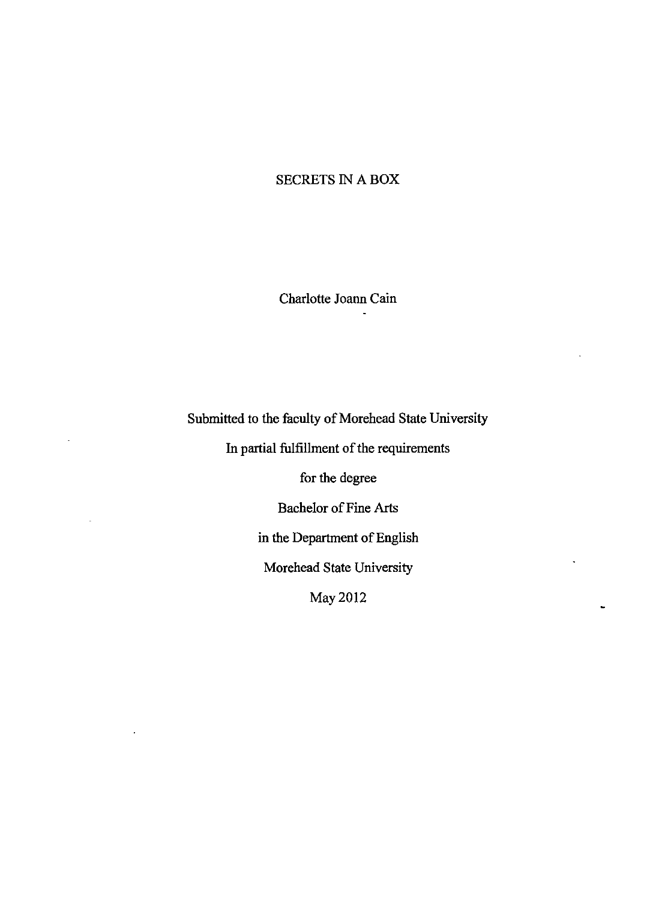# SECRETS IN A BOX

Charlotte Joann Cain

Submitted to the faculty of Morehead State University

In partial fulfillment of the requirements

for the degree

Bachelor of Fine Arts

in the Department of English

Morehead State University

May 2012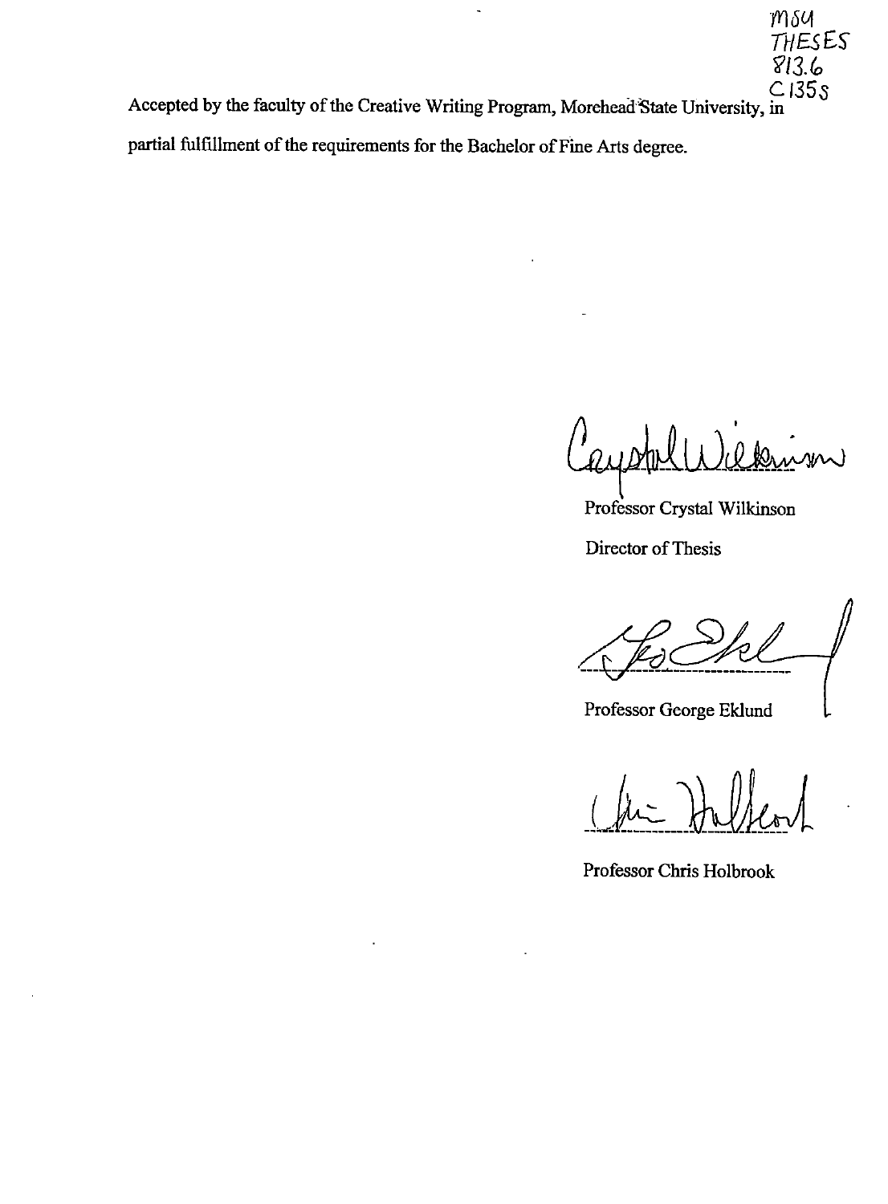MSU THESES 813.6 C135s

Accepted by the faculty of the Creative Writing Program, Morehead State University, in partial fulfillment of the requirements for the Bachelor of Fine Arts degree.

Professor Crystal Wilkinson

Director of Thesis

Professor George Eklund

Professor Chris Holbrook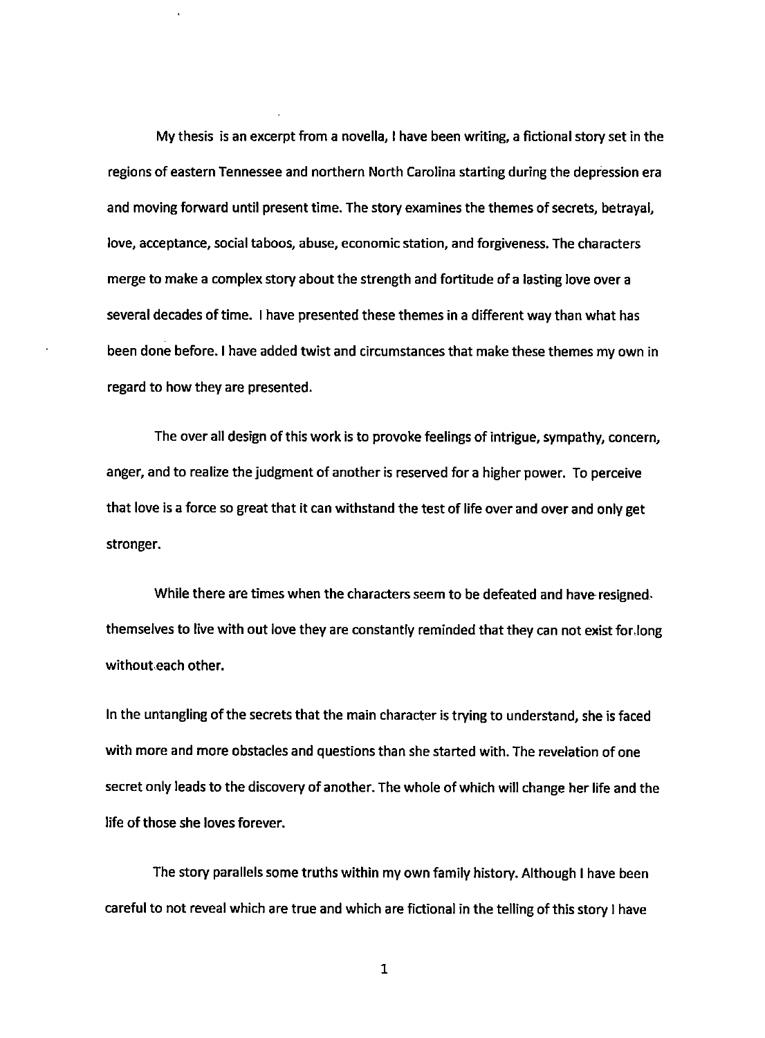My thesis is an excerpt from a novella, I have been writing, a fictional story set in the regions of eastern Tennessee and northern North Carolina starting during the depression era and moving forward until present time. The story examines the themes of secrets, betrayal, love, acceptance, social taboos, abuse, economic station, and forgiveness. The characters merge to make a complex story about the strength and fortitude of a lasting love over a several decades of time. I have presented these themes in a different way than what has been done before. I have added twist and circumstances that make these themes my own in regard to how they are presented.

The over all design of this work is to provoke feelings of intrigue, sympathy, concern, anger, and to realize the judgment of another is reserved for a higher power. To perceive that love is a force so great that it can withstand the test of life over and over and only get stronger.

While there are times when the characters seem to be defeated and have resigned themselves to live with out love they are constantly reminded that they can not exist for long without each other.

In the untangling of the secrets that the main character is trying to understand, she is faced with more and more obstacles and questions than she started with. The revelation of one secret only leads to the discovery of another. The whole of which will change her life and the life of those she loves forever.

The story parallels some truths within my own family history. Although I have been careful to not reveal which are true and which are fictional in the telling of this story I have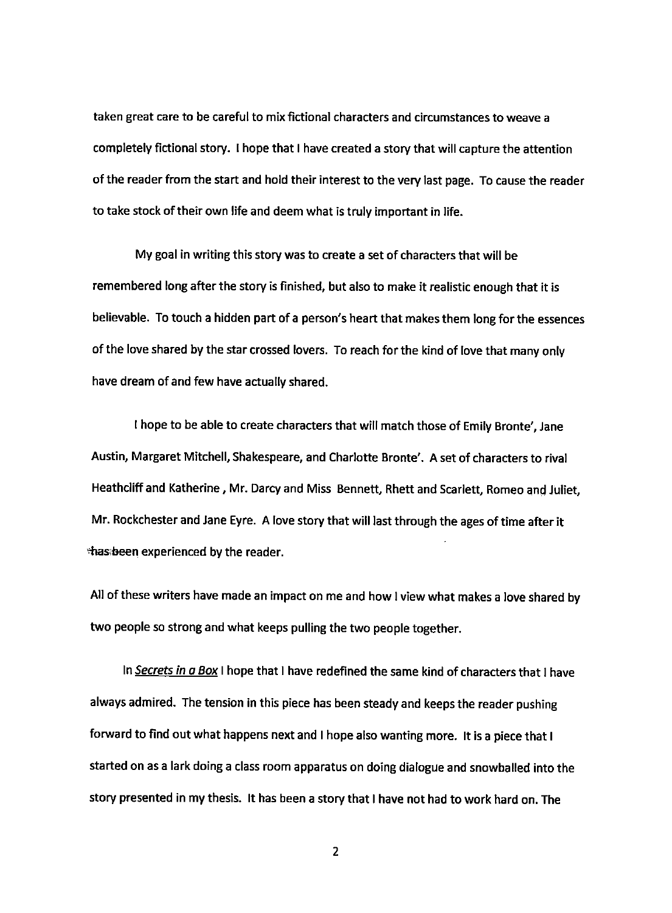taken great care to be careful to mix fictional characters and circumstances to weave a completely fictional story. I hope that I have created a story that will capture the attention of the reader from the start and hold their interest to the very last page. To cause the reader to take stock of their own life and deem what is truly important in life.

My goal in writing this story was to create a set of characters that will be remembered long after the story is finished, but also to make it realistic enough that it is believable. To touch a hidden part of a person's heart that makes them long for the essences of the love shared by the star crossed lovers. To reach for the kind of love that many only have dream of and few have actually shared.

I hope to be able to create characters that will match those of Emily Bronte', Jane Austin, Margaret Mitchell, Shakespeare, and Charlotte Bronte'. A set of characters to rival Heathcliff and Katherine , Mr. Darcy and Miss Bennett, Rhett and Scarlett, Romeo and Juliet, Mr. Rockchester and Jane Eyre. A love story that will last through the ages of time after it has been experienced by the reader.

All of these writers have made an impact on me and how I view what makes a love shared by two people so strong and what keeps pulling the two people together.

In <u>*Secrets in a Box*</u> I hope that I have redefined the same kind of characters that I have always admired. The tension in this piece has been steady and keeps the reader pushing forward to find out what happens next and I hope also wanting more. It is a piece that I started on as a lark doing a class room apparatus on doing dialogue and snowballed into the story presented in my thesis. It has been a story that I have not had to work hard on. The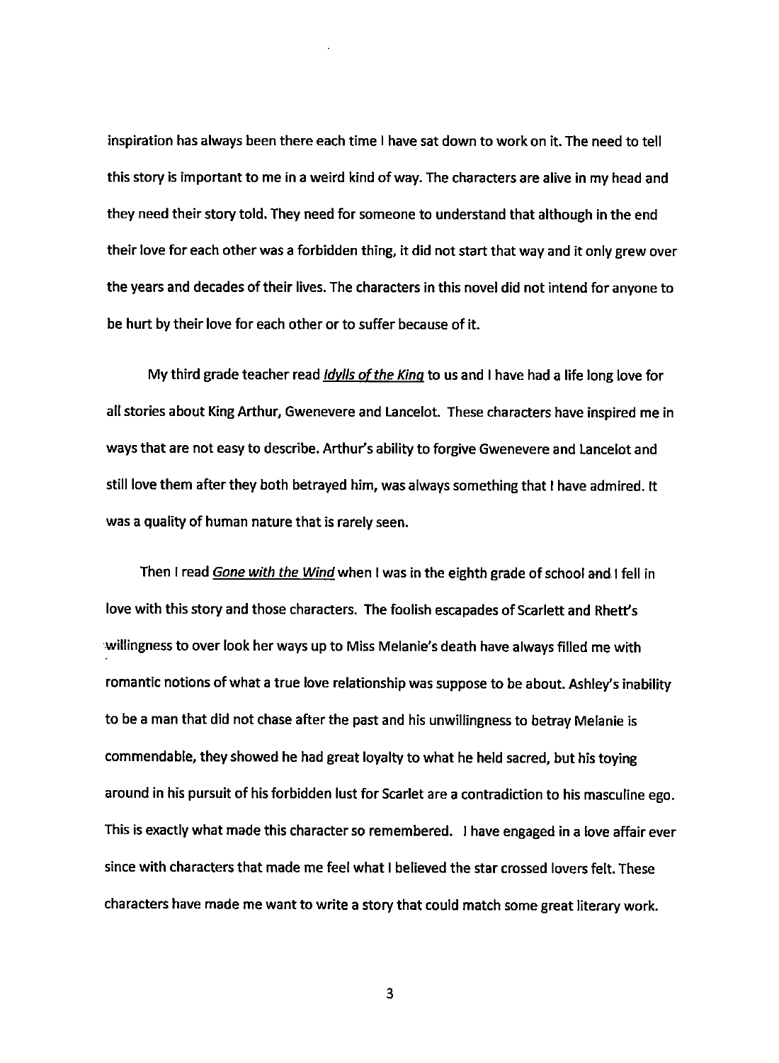inspiration has always been there each time I have sat down to work on it. The need to tell this story is important to me in a weird kind of way. The characters are alive in my head and they need their story told. They need for someone to understand that although in the end their love for each other was a forbidden thing, it did not start that way and it only grew over the years and decades of their lives. The characters in this novel did not intend for anyone to be hurt by their love for each other or to suffer because of it.

My third grade teacher read *Idylls of the King* to us and I have had a life long love for all stories about King Arthur, Gwenevere and Lancelot. These characters have inspired me in ways that are not easy to describe. Arthur's ability to forgive Gwenevere and Lancelot and still love them after they both betrayed him, was always something that I have admired. It was a quality of human nature that is rarely seen.

Then I read *Gone with the Wind* when I was in the eighth grade of school and I fell in love with this story and those characters. The foolish escapades of Scarlett and Rhett's willingness to over look her ways up to Miss Melanie's death have always filled me with romantic notions of what a true love relationship was suppose to be about. Ashley's inability to be a man that did not chase after the past and his unwillingness to betray Melanie is commendable, they showed he had great loyalty to what he held sacred, but his toying around in his pursuit of his forbidden lust for Scarlet are a contradiction to his masculine ego. This is exactly what made this character so remembered. I have engaged in a love affair ever since with characters that made me feel what I believed the star crossed lovers felt. These characters have made me want to write a story that could match some great literary work.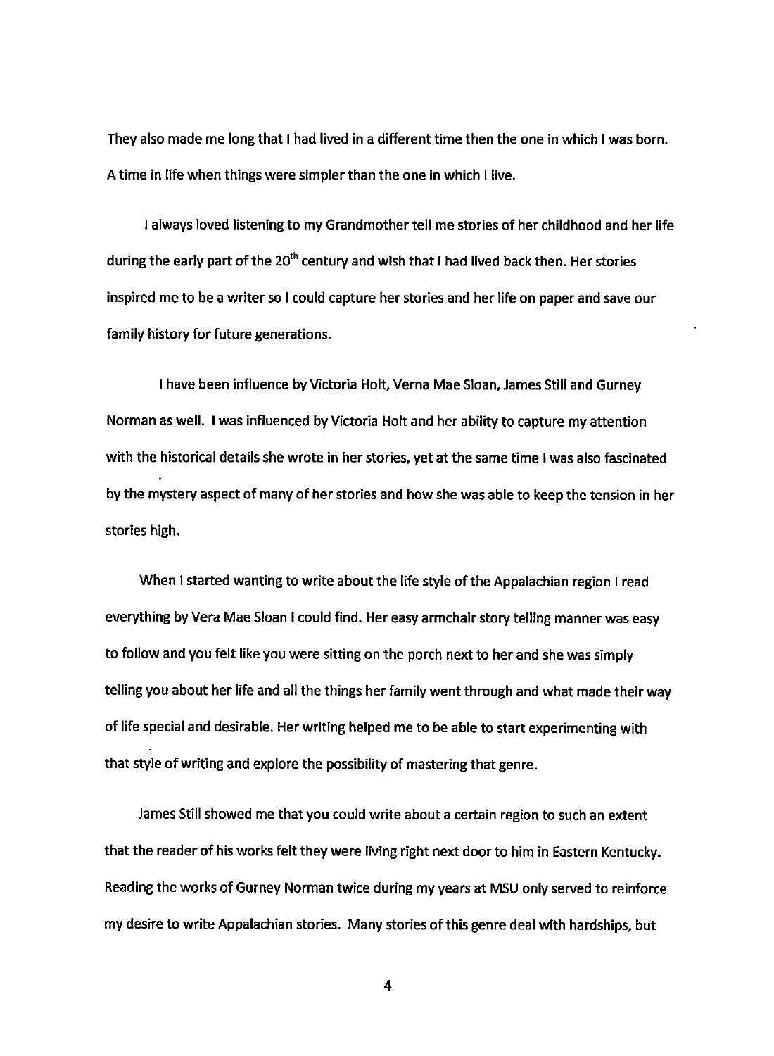They also made me long that I had lived in a different time then the one in which I was born. A time in life when things were simpler than the one in which I live.

I always loved listening to my Grandmother tell me stories of her childhood and her life during the early part of the 20th century and wish that I had lived back then. Her stories inspired me to be a writer so I could capture her stories and her life on paper and save our family history for future generations.

I have been influence by Victoria Holt, Verna Mae Sloan, James Still and Gurney Norman as well. I was influenced by Victoria Holt and her ability to capture my attention with the historical details she wrote in her stories, yet at the same time I was also fascinated by the mystery aspect of many of her stories and how she was able to keep the tension in her stories high.

When I started wanting to write about the life style of the Appalachian region I read everything by Vera Mae Sloan I could find. Her easy armchair story telling manner was easy to follow and you felt like you were sitting on the porch next to her and she was simply telling you about her life and all the things her family went through and what made their way of life special and desirable. Her writing helped me to be able to start experimenting with that style of writing and explore the possibility of mastering that genre.

James Still showed me that you could write about a certain region to such an extent that the reader of his works felt they were living right next door to him in Eastern Kentucky. Reading the works of Gurney Norman twice during my years at MSU only served to reinforce my desire to write Appalachian stories. Many stories of this genre deal with hardships, but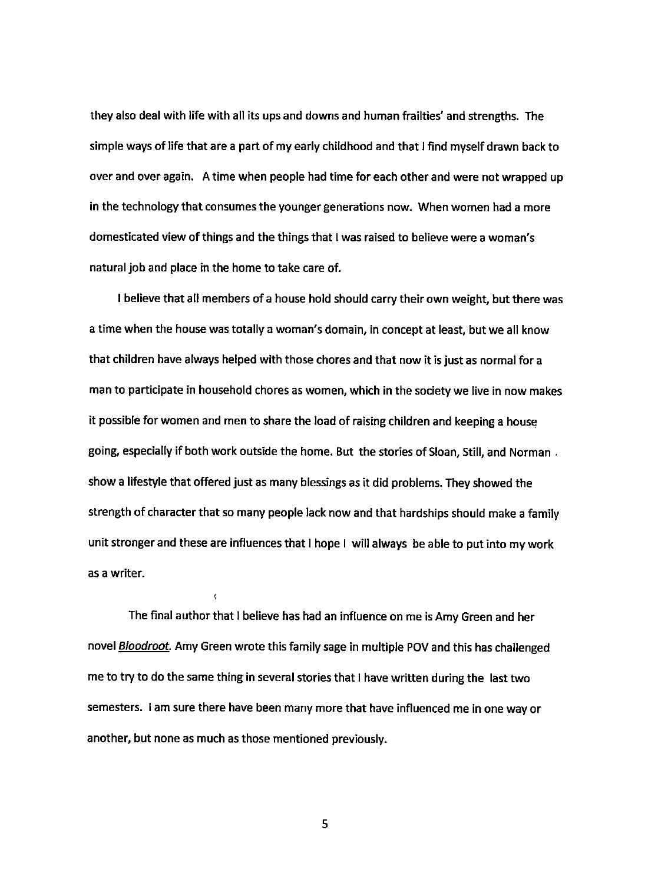they also deal with life with all its ups and downs and human frailties' and strengths. The simple ways of life that are a part of my early childhood and that I find myself drawn back to over and over again. A time when people had time for each other and were not wrapped up in the technology that consumes the younger generations now. When women had a more domesticated view of things and the things that I was raised to believe were a woman's natural job and place in the home to take care of.

I believe that all members of a house hold should carry their own weight, but there was a time when the house was totally a woman's domain, in concept at least, but we all know that children have always helped with those chores and that now it is just as normal for a man to participate in household chores as women, which in the society we live in now makes it possible for women and men to share the load of raising children and keeping a house going, especially if both work outside the home. But the stories of Sloan, Still, and Norman show a lifestyle that offered just as many blessings as it did problems. They showed the strength of character that so many people lack now and that hardships should make a family unit stronger and these are influences that I hope I will always be able to put into my work as a writer.

The final author that I believe has had an influence on me is Amy Green and her novel *Bloodroot*. Amy Green wrote this family sage in multiple POV and this has challenged me to try to do the same thing in several stories that I have written during the last two semesters. I am sure there have been many more that have influenced me in one way or another, but none as much as those mentioned previously.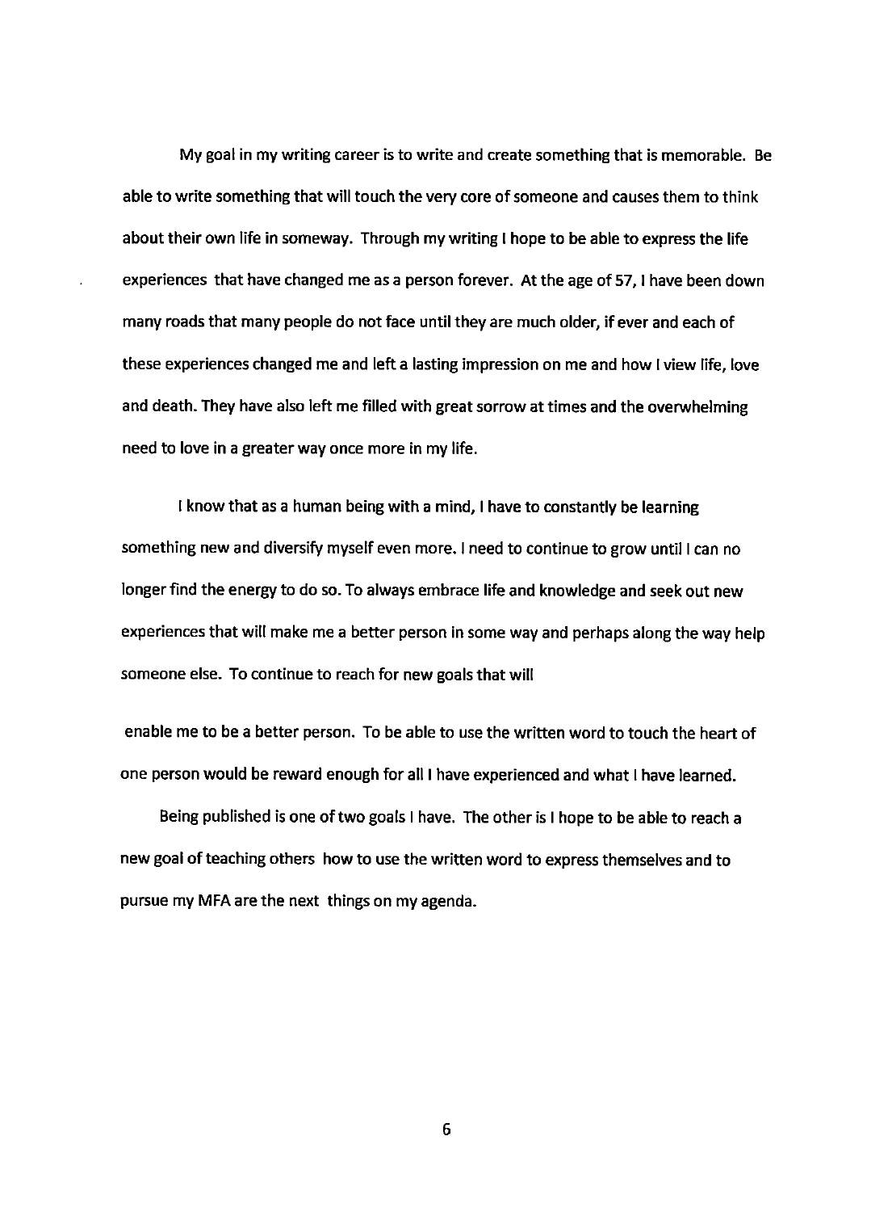My goal in my writing career is to write and create something that is memorable. Be able to write something that will touch the very core of someone and causes them to think about their own life in someway. Through my writing I hope to be able to express the life experiences that have changed me as a person forever. At the age of 57, I have been down many roads that many people do not face until they are much older, if ever and each of these experiences changed me and left a lasting impression on me and how I view life, love and death. They have also left me filled with great sorrow at times and the overwhelming need to love in a greater way once more in my life.

I know that as a human being with a mind, I have to constantly be learning something new and diversify myself even more. I need to continue to grow until I can no longer find the energy to do so. To always embrace life and knowledge and seek out new experiences that will make me a better person in some way and perhaps along the way help someone else. To continue to reach for new goals that will enable me to be a better person. To be able to use the written word to touch the heart of one person would be reward enough for all I have experienced and what I have learned.

Being published is one of two goals I have. The other is I hope to be able to reach a new goal of teaching others how to use the written word to express themselves and to pursue my MFA are the next things on my agenda.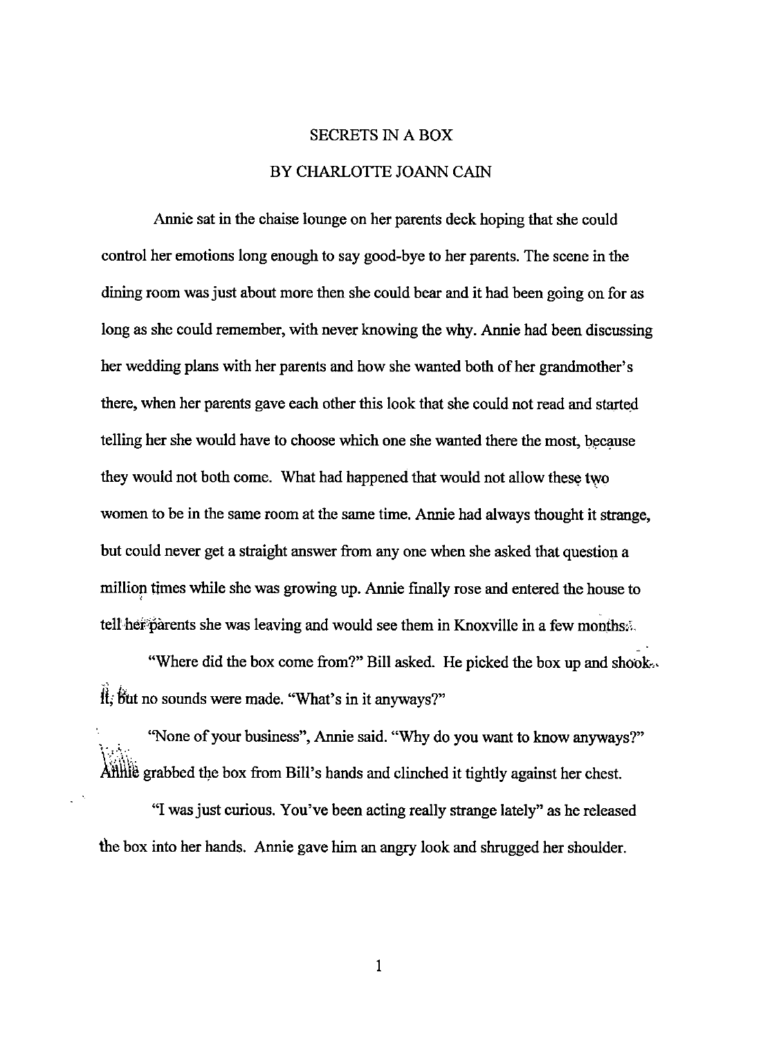# SECRETS IN A BOX

## BY CHARLOTTE JOANN CAIN

Annie sat in the chaise lounge on her parents deck hoping that she could control her emotions long enough to say good-bye to her parents. The scene in the dining room was just about more then she could bear and it had been going on for as long as she could remember, with never knowing the why. Annie had been discussing her wedding plans with her parents and how she wanted both of her grandmother's there, when her parents gave each other this look that she could not read and started telling her she would have to choose which one she wanted there the most, because they would not both come. What had happened that would not allow these two women to be in the same room at the same time. Annie had always thought it strange, but could never get a straight answer from any one when she asked that question a million times while she was growing up. Annie finally rose and entered the house to tell her parents she was leaving and would see them in Knoxville in a few months.

"Where did the box come from?" Bill asked. He picked the box up and shook it, but no sounds were made. "What's in it anyways?"

"None of your business", Annie said. "Why do you want to know anyways?" Annie grabbed the box from Bill's hands and clinched it tightly against her chest.

"I was just curious. You've been acting really strange lately" as he released the box into her hands. Annie gave him an angry look and shrugged her shoulder.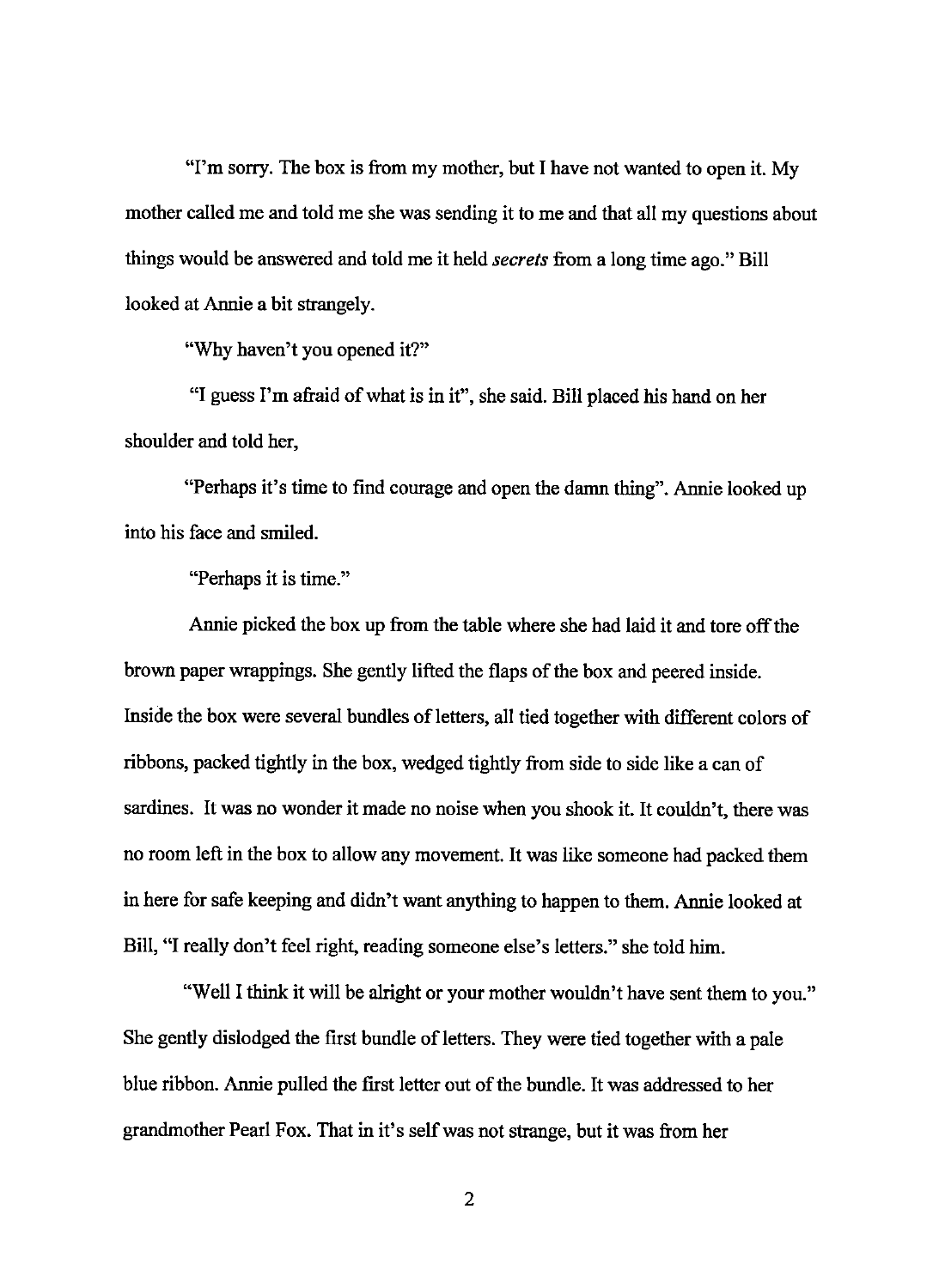"I'm sorry. The box is from my mother, but I have not wanted to open it. My mother called me and told me she was sending it to me and that all my questions about things would be answered and told me it held *secrets* from a long time ago." Bill looked at Annie a bit strangely.

"Why haven't you opened it?"

"I guess I'm afraid of what is in it", she said. Bill placed his hand on her shoulder and told her,

"Perhaps it's time to find courage and open the damn thing". Annie looked up into his face and smiled.

"Perhaps it is time."

Annie picked the box up from the table where she had laid it and tore off the brown paper wrappings. She gently lifted the flaps of the box and peered inside. Inside the box were several bundles of letters, all tied together with different colors of ribbons, packed tightly in the box, wedged tightly from side to side like a can of sardines. It was no wonder it made no noise when you shook it. It couldn't, there was no room left in the box to allow any movement. It was like someone had packed them in here for safe keeping and didn't want anything to happen to them. Annie looked at Bill, "I really don't feel right, reading someone else's letters." she told him.

"Well I think it will be alright or your mother wouldn't have sent them to you." She gently dislodged the first bundle of letters. They were tied together with a pale blue ribbon. Annie pulled the first letter out of the bundle. It was addressed to her grandmother Pearl Fox. That in it's self was not strange, but it was from her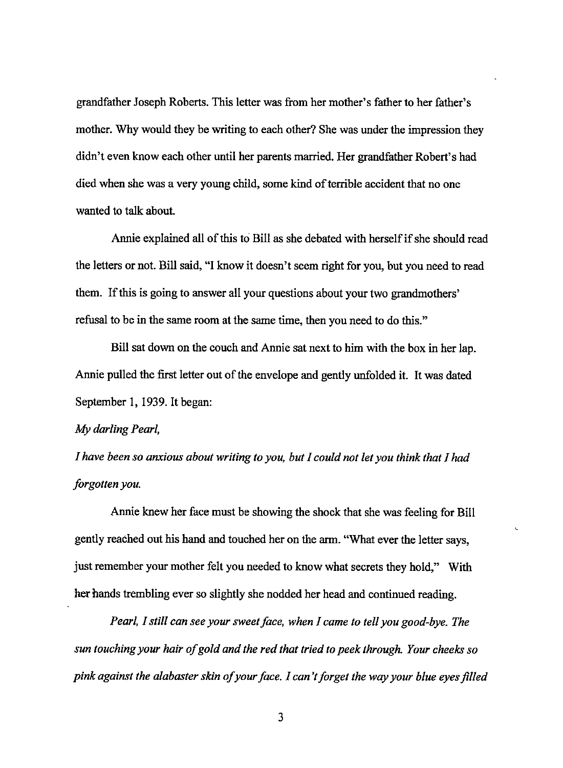grandfather Joseph Roberts. This letter was from her mother's father to her father's mother. Why would they be writing to each other? She was under the impression they didn't even know each other until her parents married. Her grandfather Robert's had died when she was a very young child, some kind of terrible accident that no one wanted to talk about.

Annie explained all of this to Bill as she debated with herself if she should read the letters or not. Bill said, "I know it doesn't seem right for you, but you need to read them. If this is going to answer all your questions about your two grandmothers' refusal to be in the same room at the same time, then you need to do this."

Bill sat down on the couch and Annie sat next to him with the box in her lap. Annie pulled the first letter out of the envelope and gently unfolded it. It was dated September 1, 1939. It began:

*My darling Pearl,*

*I have been so anxious about writing to you, but I could not let you think that I had forgotten you.*

Annie knew her face must be showing the shock that she was feeling for Bill gently reached out his hand and touched her on the arm. "What ever the letter says, just remember your mother felt you needed to know what secrets they hold," With her hands trembling ever so slightly she nodded her head and continued reading.

*Pearl, I still can see your sweet face, when I came to tell you good-bye. The sun touching your hair of gold and the red that tried to peek through. Your cheeks so pink against the alabaster skin of your face. I can't forget the way your blue eyes filled*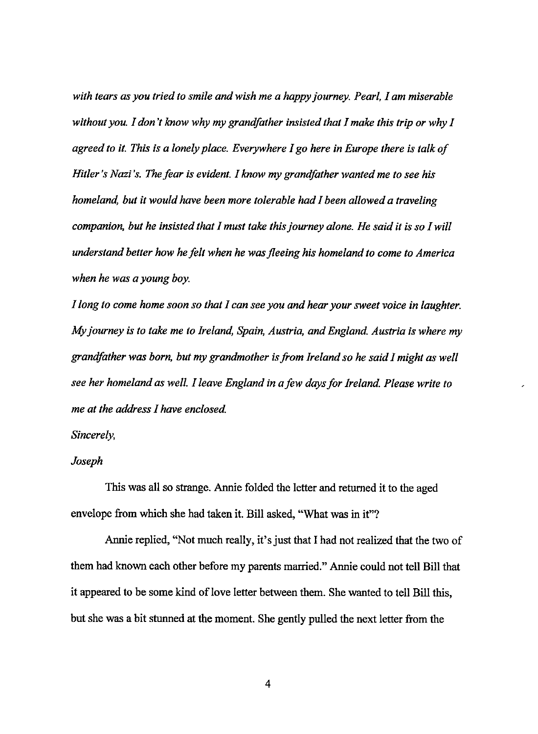*with tears as you tried to smile and wish me a happy journey. Pearl, I am miserable without you. I don't know why my grandfather insisted that I make this trip or why I agreed to it. This is a lonely place. Everywhere I go here in Europe there is talk of Hitler's Nazi's. The fear is evident. I know my grandfather wanted me to see his homeland, but it would have been more tolerable had I been allowed a traveling companion, but he insisted that I must take this journey alone. He said it is so I will understand better how he felt when he was fleeing his homeland to come to America when he was a young boy.*

*I long to come home soon so that I can see you and hear your sweet voice in laughter. My journey is to take me to Ireland, Spain, Austria, and England. Austria is where my grandfather was born, but my grandmother is from Ireland so he said I might as well see her homeland as well. I leave England in a few days for Ireland. Please write to me at the address I have enclosed.*

*Sincerely,*

*Joseph*

This was all so strange. Annie folded the letter and returned it to the aged envelope from which she had taken it. Bill asked, "What was in it"?

Annie replied, "Not much really, it's just that I had not realized that the two of them had known each other before my parents married." Annie could not tell Bill that it appeared to be some kind of love letter between them. She wanted to tell Bill this, but she was a bit stunned at the moment. She gently pulled the next letter from the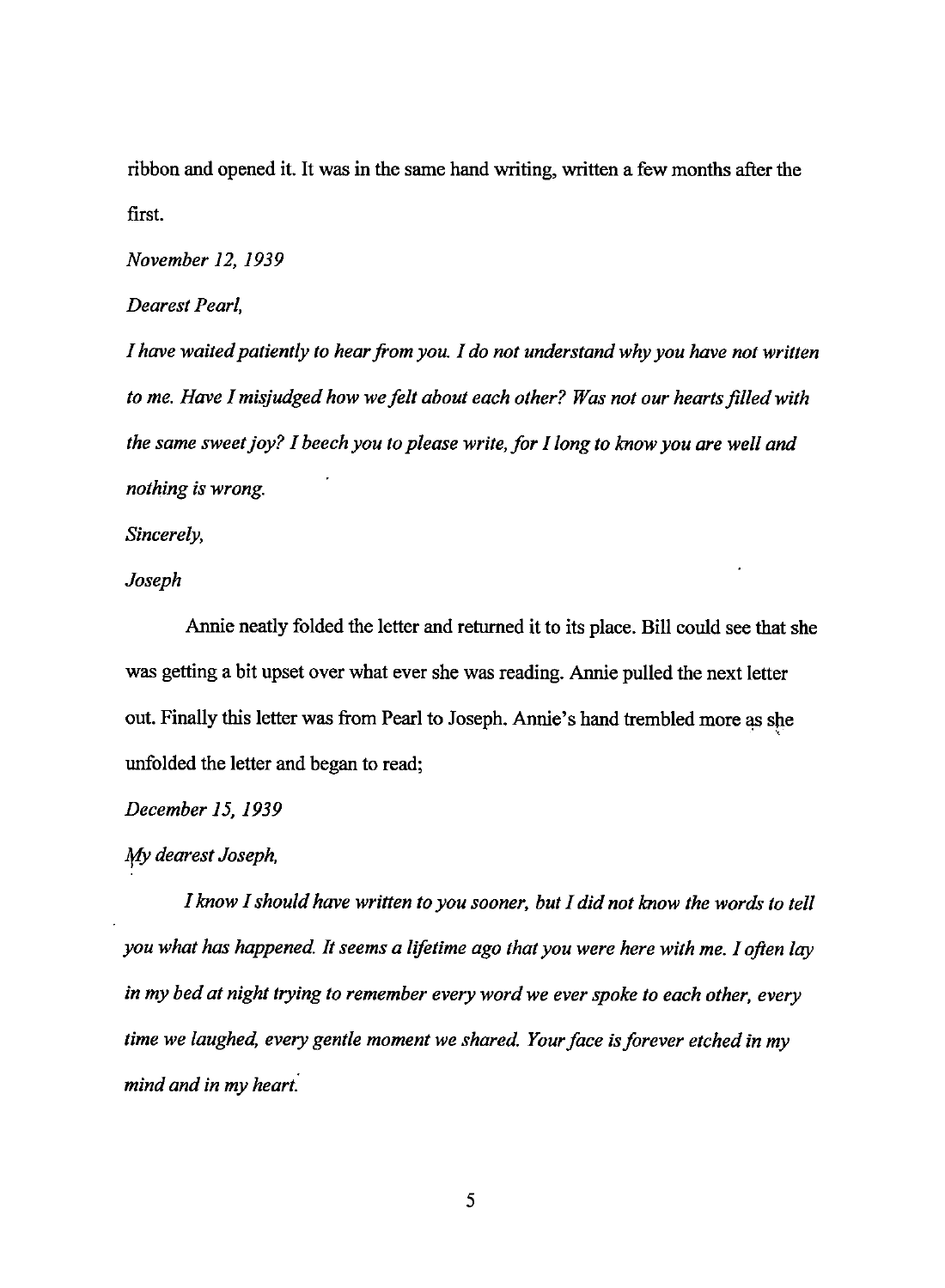ribbon and opened it. It was in the same hand writing, written a few months after the first.

*November 12, 1939*

*Dearest Pearl,*

*I have waited patiently to hear from you. I do not understand why you have not written to me. Have I misjudged how we felt about each other? Was not our hearts filled with the same sweet joy? I beech you to please write, for I long to know you are well and nothing is wrong.*

*Sincerely,*

*Joseph*

Annie neatly folded the letter and returned it to its place. Bill could see that she was getting a bit upset over what ever she was reading. Annie pulled the next letter out. Finally this letter was from Pearl to Joseph. Annie's hand trembled more as she unfolded the letter and began to read;

*December 15, 1939*

*My dearest Joseph,*

*I know I should have written to you sooner, but I did not know the words to tell you what has happened. It seems a lifetime ago that you were here with me. I often lay in my bed at night trying to remember every word we ever spoke to each other, every time we laughed, every gentle moment we shared. Your face is forever etched in my mind and in my heart.*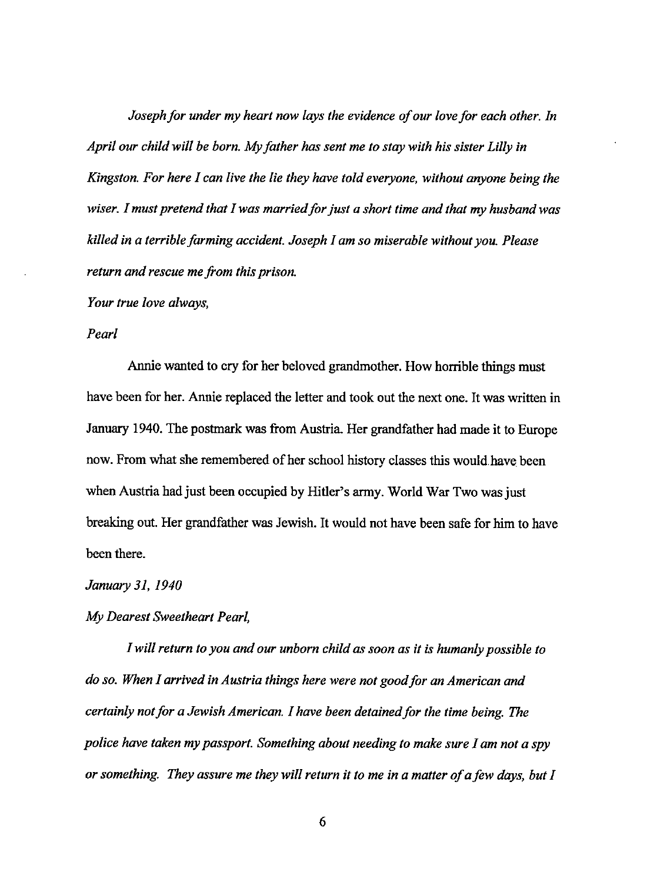*Joseph for under my heart now lays the evidence of our love for each other. In April our child will be born. My father has sent me to stay with his sister Lilly in Kingston. For here I can live the lie they have told everyone, without anyone being the wiser. I must pretend that I was married for just a short time and that my husband was killed in a terrible farming accident. Joseph I am so miserable without you. Please return and rescue me from this prison.*

*Your true love always,*

*Pearl*

Annie wanted to cry for her beloved grandmother. How horrible things must have been for her. Annie replaced the letter and took out the next one. It was written in January 1940. The postmark was from Austria. Her grandfather had made it to Europe now. From what she remembered of her school history classes this would have been when Austria had just been occupied by Hitler's army. World War Two was just breaking out. Her grandfather was Jewish. It would not have been safe for him to have been there.

*January 31, 1940*

*My Dearest Sweetheart Pearl,*

*I will return to you and our unborn child as soon as it is humanly possible to do so. When I arrived in Austria things here were not good for an American and certainly not for a Jewish American. I have been detained for the time being. The police have taken my passport. Something about needing to make sure I am not a spy or something. They assure me they will return it to me in a matter of a few days, but I*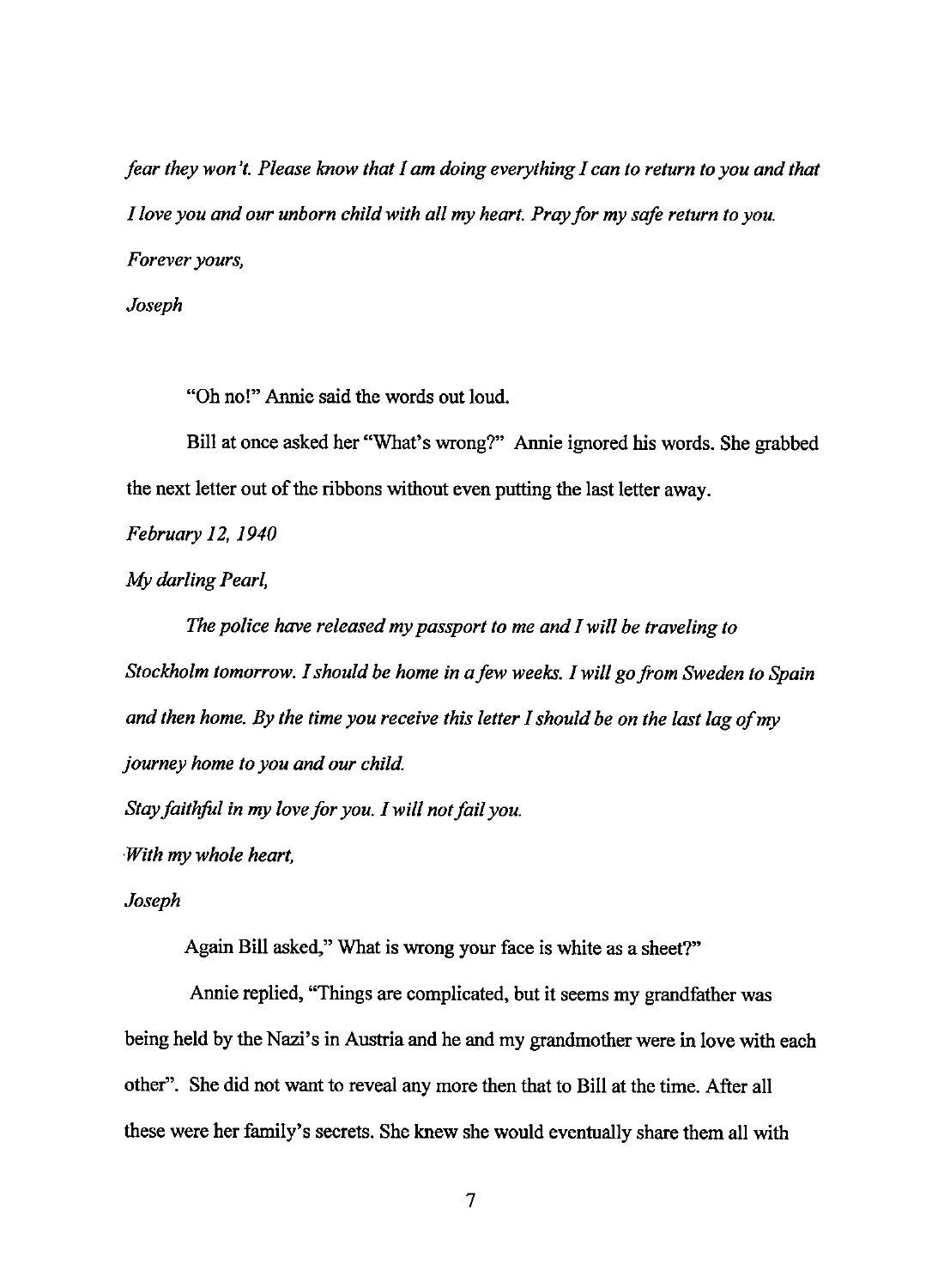*fear they won't. Please know that I am doing everything I can to return to you and that I love you and our unborn child with all my heart. Pray for my safe return to you.*

*Forever yours,*

*Joseph*

"Oh no!" Annie said the words out loud.

Bill at once asked her "What's wrong?" Annie ignored his words. She grabbed the next letter out of the ribbons without even putting the last letter away.

*February 12, 1940*

*My darling Pearl,*

*The police have released my passport to me and I will be traveling to Stockholm tomorrow. I should be home in a few weeks. I will go from Sweden to Spain and then home. By the time you receive this letter I should be on the last lag of my journey home to you and our child.*

*Stay faithful in my love for you. I will not fail you.*

*With my whole heart,*

*Joseph*

Again Bill asked," What is wrong your face is white as a sheet?"

Annie replied, "Things are complicated, but it seems my grandfather was being held by the Nazi's in Austria and he and my grandmother were in love with each other". She did not want to reveal any more then that to Bill at the time. After all these were her family's secrets. She knew she would eventually share them all with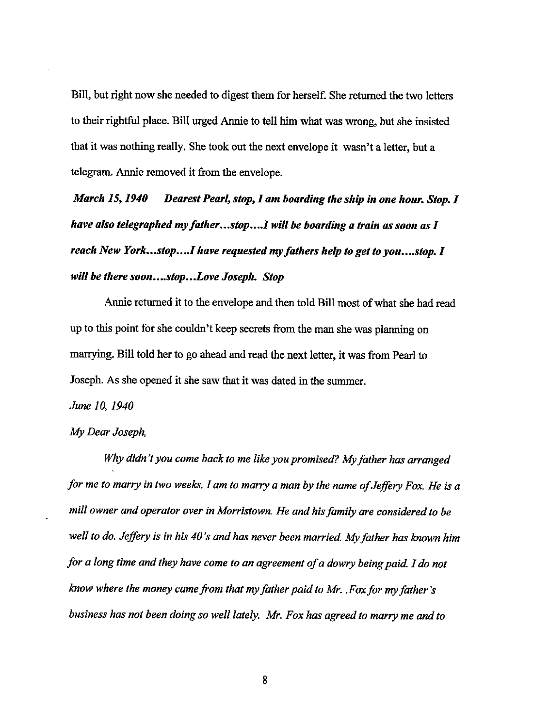Bill, but right now she needed to digest them for herself. She returned the two letters to their rightful place. Bill urged Annie to tell him what was wrong, but she insisted that it was nothing really. She took out the next envelope it wasn't a letter, but a telegram. Annie removed it from the envelope.

***March 15, 1940     Dearest Pearl, stop, I am boarding the ship in one hour. Stop. I have also telegraphed my father…stop….I will be boarding a train as soon as I reach New York…stop….I have requested my fathers help to get to you….stop. I will be there soon….stop…Love Joseph. Stop***

Annie returned it to the envelope and then told Bill most of what she had read up to this point for she couldn't keep secrets from the man she was planning on marrying. Bill told her to go ahead and read the next letter, it was from Pearl to Joseph. As she opened it she saw that it was dated in the summer.

*June 10, 1940*

*My Dear Joseph,*

*Why didn't you come back to me like you promised? My father has arranged for me to marry in two weeks. I am to marry a man by the name of Jeffery Fox. He is a mill owner and operator over in Morristown. He and his family are considered to be well to do. Jeffery is in his 40's and has never been married. My father has known him for a long time and they have come to an agreement of a dowry being paid. I do not know where the money came from that my father paid to Mr. .Fox for my father's business has not been doing so well lately. Mr. Fox has agreed to marry me and to*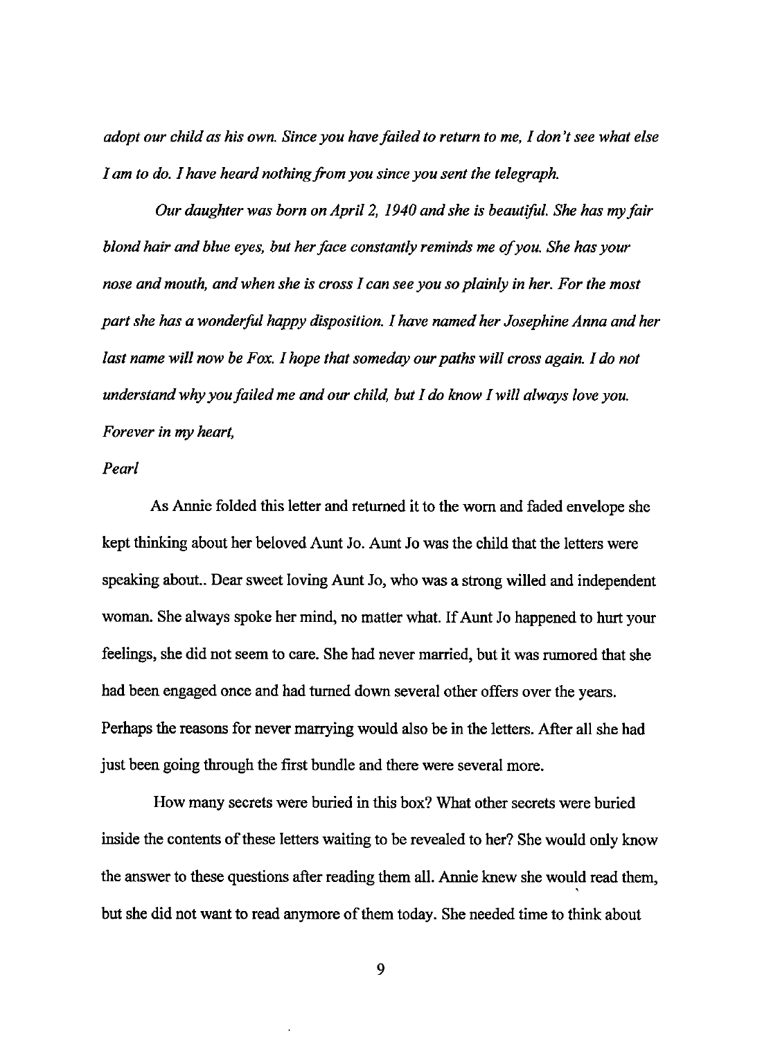*adopt our child as his own. Since you have failed to return to me, I don't see what else I am to do. I have heard nothing from you since you sent the telegraph.*

*Our daughter was born on April 2, 1940 and she is beautiful. She has my fair blond hair and blue eyes, but her face constantly reminds me of you. She has your nose and mouth, and when she is cross I can see you so plainly in her. For the most part she has a wonderful happy disposition. I have named her Josephine Anna and her last name will now be Fox. I hope that someday our paths will cross again. I do not understand why you failed me and our child, but I do know I will always love you.*

*Forever in my heart,*

*Pearl*

As Annie folded this letter and returned it to the worn and faded envelope she kept thinking about her beloved Aunt Jo. Aunt Jo was the child that the letters were speaking about.. Dear sweet loving Aunt Jo, who was a strong willed and independent woman. She always spoke her mind, no matter what. If Aunt Jo happened to hurt your feelings, she did not seem to care. She had never married, but it was rumored that she had been engaged once and had turned down several other offers over the years. Perhaps the reasons for never marrying would also be in the letters. After all she had just been going through the first bundle and there were several more.

How many secrets were buried in this box? What other secrets were buried inside the contents of these letters waiting to be revealed to her? She would only know the answer to these questions after reading them all. Annie knew she would read them, but she did not want to read anymore of them today. She needed time to think about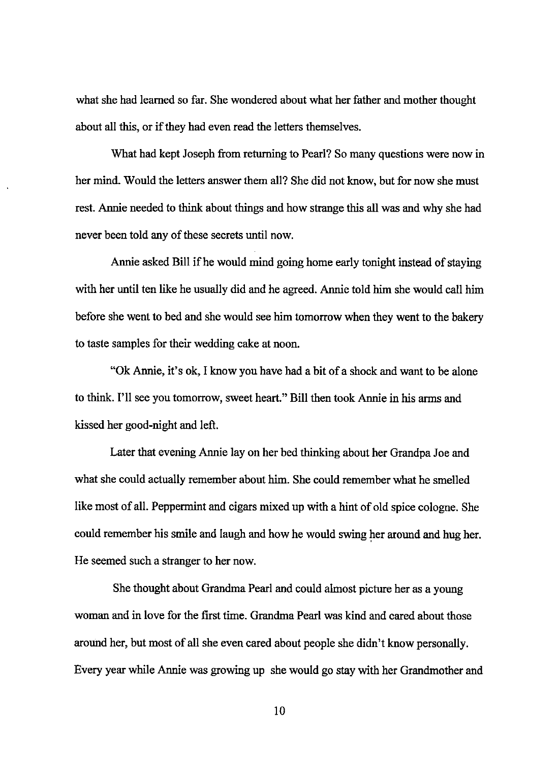what she had learned so far. She wondered about what her father and mother thought about all this, or if they had even read the letters themselves.

What had kept Joseph from returning to Pearl? So many questions were now in her mind. Would the letters answer them all? She did not know, but for now she must rest. Annie needed to think about things and how strange this all was and why she had never been told any of these secrets until now.

Annie asked Bill if he would mind going home early tonight instead of staying with her until ten like he usually did and he agreed. Annie told him she would call him before she went to bed and she would see him tomorrow when they went to the bakery to taste samples for their wedding cake at noon.

"Ok Annie, it's ok, I know you have had a bit of a shock and want to be alone to think. I'll see you tomorrow, sweet heart." Bill then took Annie in his arms and kissed her good-night and left.

Later that evening Annie lay on her bed thinking about her Grandpa Joe and what she could actually remember about him. She could remember what he smelled like most of all. Peppermint and cigars mixed up with a hint of old spice cologne. She could remember his smile and laugh and how he would swing her around and hug her. He seemed such a stranger to her now.

She thought about Grandma Pearl and could almost picture her as a young woman and in love for the first time. Grandma Pearl was kind and cared about those around her, but most of all she even cared about people she didn't know personally. Every year while Annie was growing up she would go stay with her Grandmother and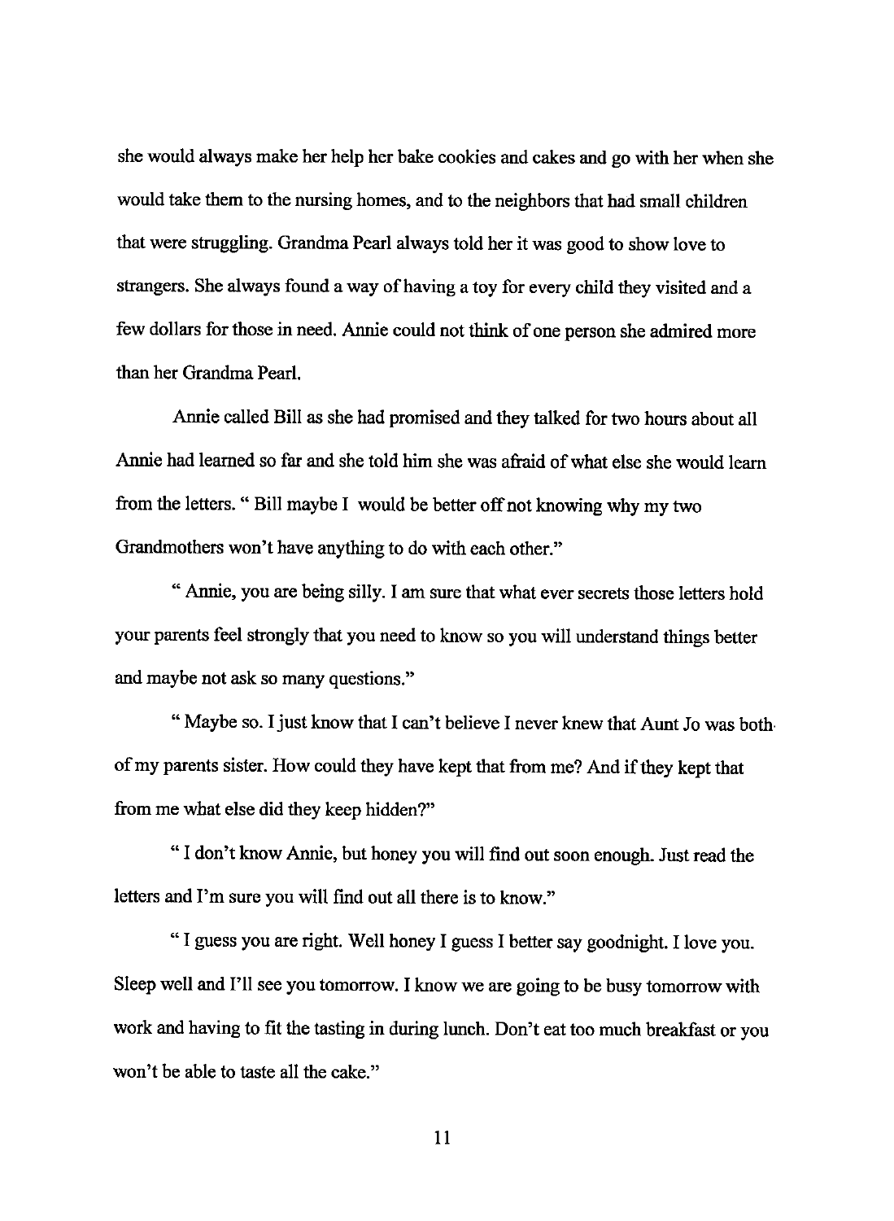she would always make her help her bake cookies and cakes and go with her when she would take them to the nursing homes, and to the neighbors that had small children that were struggling. Grandma Pearl always told her it was good to show love to strangers. She always found a way of having a toy for every child they visited and a few dollars for those in need. Annie could not think of one person she admired more than her Grandma Pearl.

Annie called Bill as she had promised and they talked for two hours about all Annie had learned so far and she told him she was afraid of what else she would learn from the letters. " Bill maybe I would be better off not knowing why my two Grandmothers won't have anything to do with each other."

" Annie, you are being silly. I am sure that what ever secrets those letters hold your parents feel strongly that you need to know so you will understand things better and maybe not ask so many questions."

" Maybe so. I just know that I can't believe I never knew that Aunt Jo was both of my parents sister. How could they have kept that from me? And if they kept that from me what else did they keep hidden?"

" I don't know Annie, but honey you will find out soon enough. Just read the letters and I'm sure you will find out all there is to know."

" I guess you are right. Well honey I guess I better say goodnight. I love you. Sleep well and I'll see you tomorrow. I know we are going to be busy tomorrow with work and having to fit the tasting in during lunch. Don't eat too much breakfast or you won't be able to taste all the cake."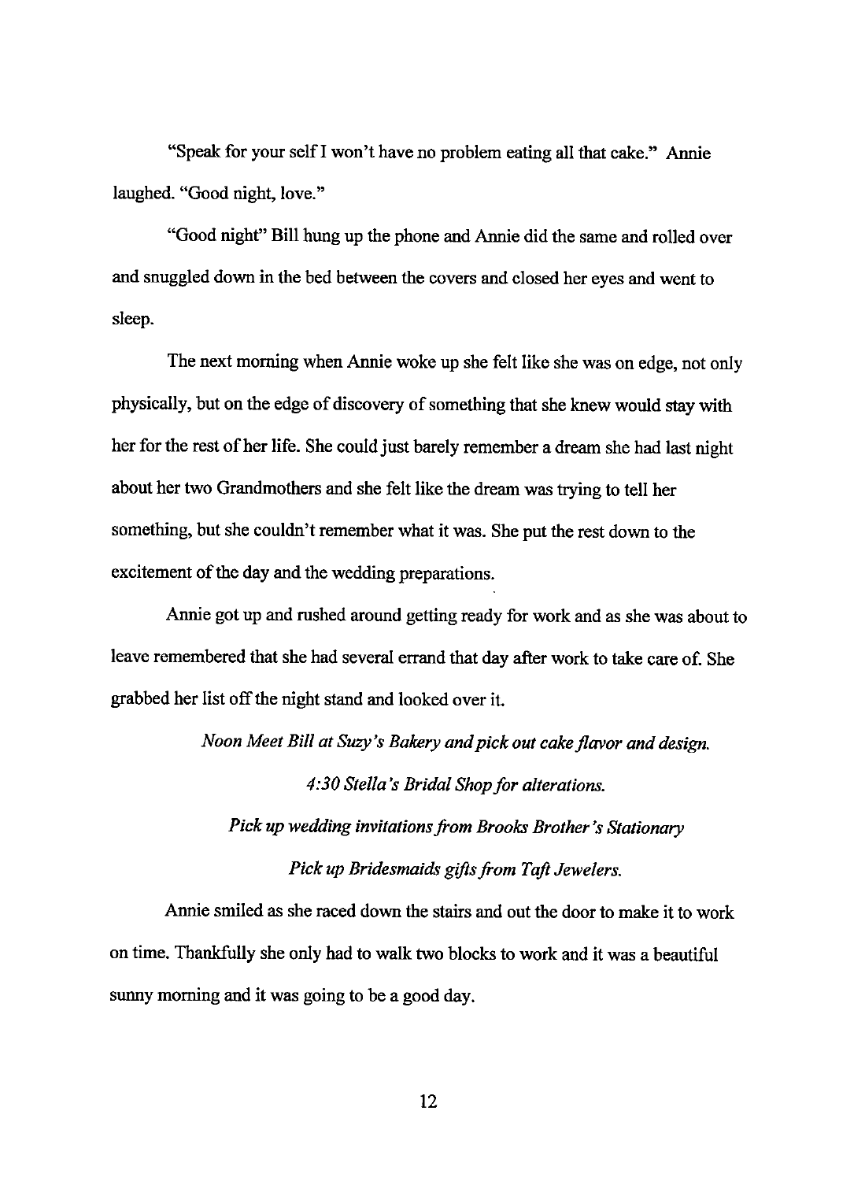"Speak for your self I won't have no problem eating all that cake." Annie laughed. "Good night, love."

"Good night" Bill hung up the phone and Annie did the same and rolled over and snuggled down in the bed between the covers and closed her eyes and went to sleep.

The next morning when Annie woke up she felt like she was on edge, not only physically, but on the edge of discovery of something that she knew would stay with her for the rest of her life. She could just barely remember a dream she had last night about her two Grandmothers and she felt like the dream was trying to tell her something, but she couldn't remember what it was. She put the rest down to the excitement of the day and the wedding preparations.

Annie got up and rushed around getting ready for work and as she was about to leave remembered that she had several errand that day after work to take care of. She grabbed her list off the night stand and looked over it.

*Noon Meet Bill at Suzy's Bakery and pick out cake flavor and design.*

*4:30 Stella's Bridal Shop for alterations.*

*Pick up wedding invitations from Brooks Brother's Stationary*

*Pick up Bridesmaids gifts from Taft Jewelers.*

Annie smiled as she raced down the stairs and out the door to make it to work on time. Thankfully she only had to walk two blocks to work and it was a beautiful sunny morning and it was going to be a good day.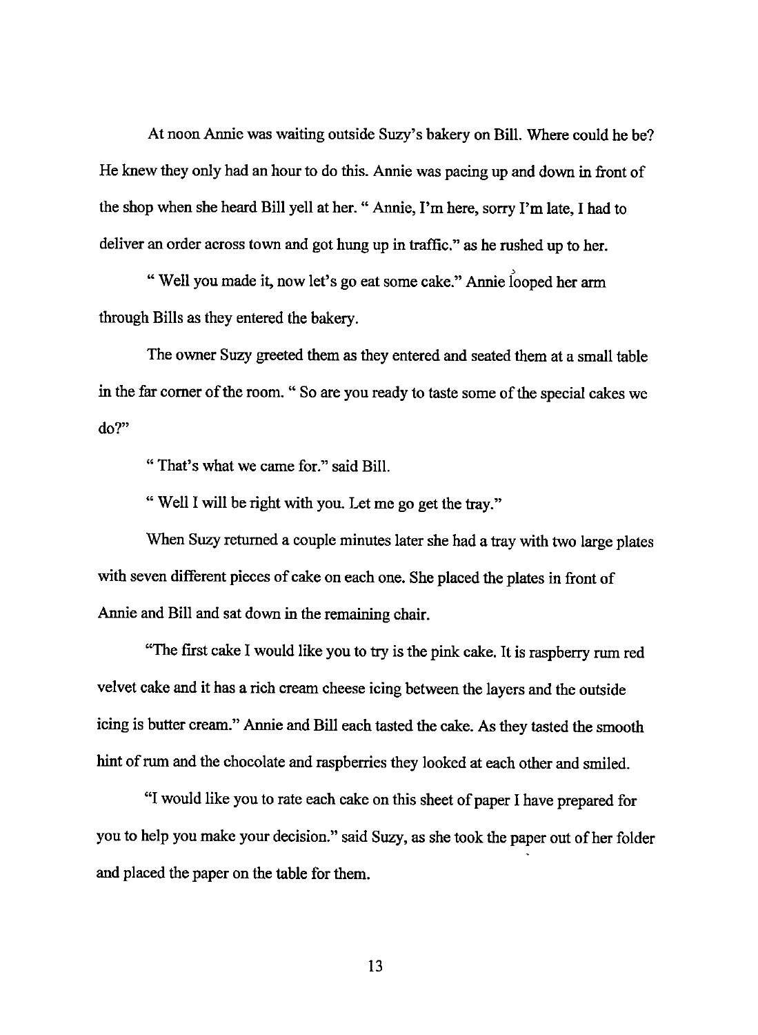At noon Annie was waiting outside Suzy's bakery on Bill. Where could he be? He knew they only had an hour to do this. Annie was pacing up and down in front of the shop when she heard Bill yell at her. " Annie, I'm here, sorry I'm late, I had to deliver an order across town and got hung up in traffic." as he rushed up to her.

" Well you made it, now let's go eat some cake." Annie looped her arm through Bills as they entered the bakery.

The owner Suzy greeted them as they entered and seated them at a small table in the far corner of the room. " So are you ready to taste some of the special cakes we do?"

" That's what we came for." said Bill.

" Well I will be right with you. Let me go get the tray."

When Suzy returned a couple minutes later she had a tray with two large plates with seven different pieces of cake on each one. She placed the plates in front of Annie and Bill and sat down in the remaining chair.

"The first cake I would like you to try is the pink cake. It is raspberry rum red velvet cake and it has a rich cream cheese icing between the layers and the outside icing is butter cream." Annie and Bill each tasted the cake. As they tasted the smooth hint of rum and the chocolate and raspberries they looked at each other and smiled.

"I would like you to rate each cake on this sheet of paper I have prepared for you to help you make your decision." said Suzy, as she took the paper out of her folder and placed the paper on the table for them.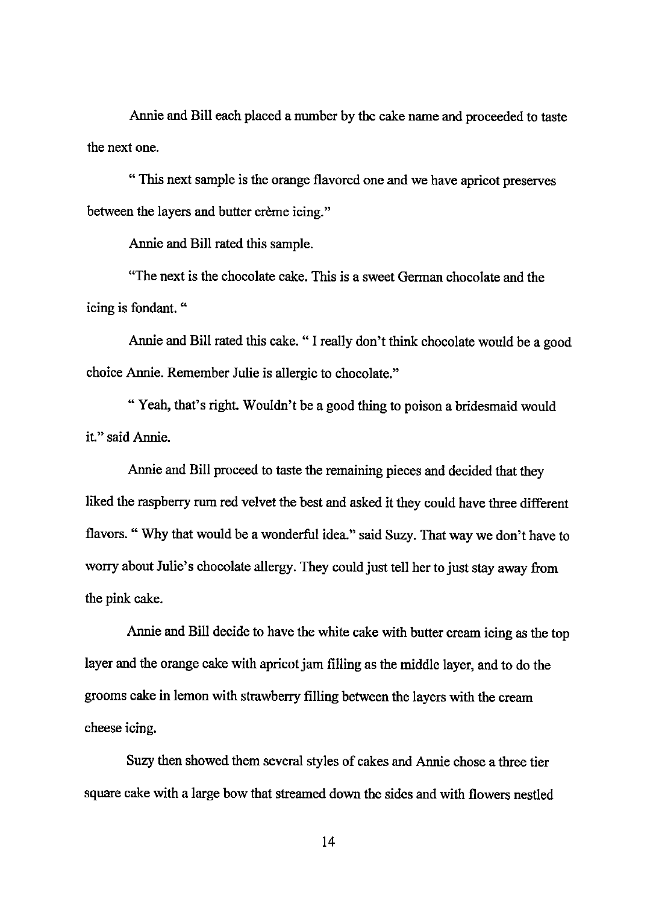Annie and Bill each placed a number by the cake name and proceeded to taste the next one.

" This next sample is the orange flavored one and we have apricot preserves between the layers and butter crème icing."

Annie and Bill rated this sample.

"The next is the chocolate cake. This is a sweet German chocolate and the icing is fondant. "

Annie and Bill rated this cake. " I really don't think chocolate would be a good choice Annie. Remember Julie is allergic to chocolate."

" Yeah, that's right. Wouldn't be a good thing to poison a bridesmaid would it." said Annie.

Annie and Bill proceed to taste the remaining pieces and decided that they liked the raspberry rum red velvet the best and asked it they could have three different flavors. " Why that would be a wonderful idea." said Suzy. That way we don't have to worry about Julie's chocolate allergy. They could just tell her to just stay away from the pink cake.

Annie and Bill decide to have the white cake with butter cream icing as the top layer and the orange cake with apricot jam filling as the middle layer, and to do the grooms cake in lemon with strawberry filling between the layers with the cream cheese icing.

Suzy then showed them several styles of cakes and Annie chose a three tier square cake with a large bow that streamed down the sides and with flowers nestled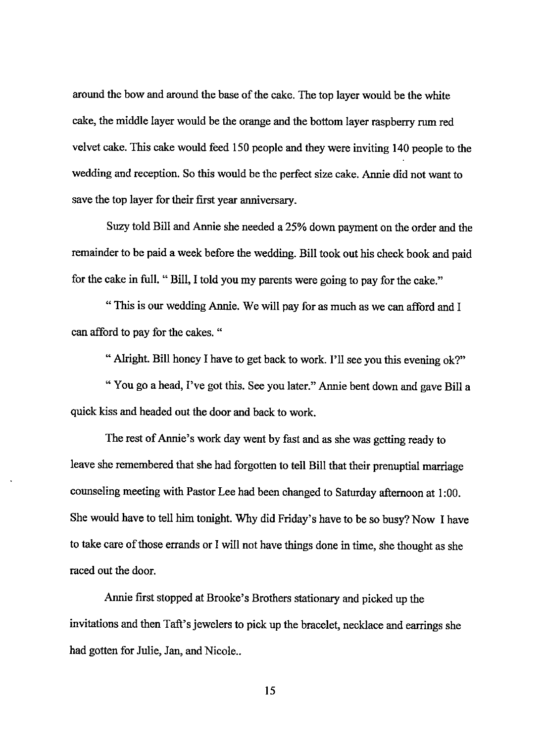around the bow and around the base of the cake. The top layer would be the white cake, the middle layer would be the orange and the bottom layer raspberry rum red velvet cake. This cake would feed 150 people and they were inviting 140 people to the wedding and reception. So this would be the perfect size cake. Annie did not want to save the top layer for their first year anniversary.

Suzy told Bill and Annie she needed a 25% down payment on the order and the remainder to be paid a week before the wedding. Bill took out his check book and paid for the cake in full. " Bill, I told you my parents were going to pay for the cake."

" This is our wedding Annie. We will pay for as much as we can afford and I can afford to pay for the cakes. "

" Alright. Bill honey I have to get back to work. I'll see you this evening ok?"

" You go a head, I've got this. See you later." Annie bent down and gave Bill a quick kiss and headed out the door and back to work.

The rest of Annie's work day went by fast and as she was getting ready to leave she remembered that she had forgotten to tell Bill that their prenuptial marriage counseling meeting with Pastor Lee had been changed to Saturday afternoon at 1:00. She would have to tell him tonight. Why did Friday's have to be so busy? Now I have to take care of those errands or I will not have things done in time, she thought as she raced out the door.

Annie first stopped at Brooke's Brothers stationary and picked up the invitations and then Taft's jewelers to pick up the bracelet, necklace and earrings she had gotten for Julie, Jan, and Nicole..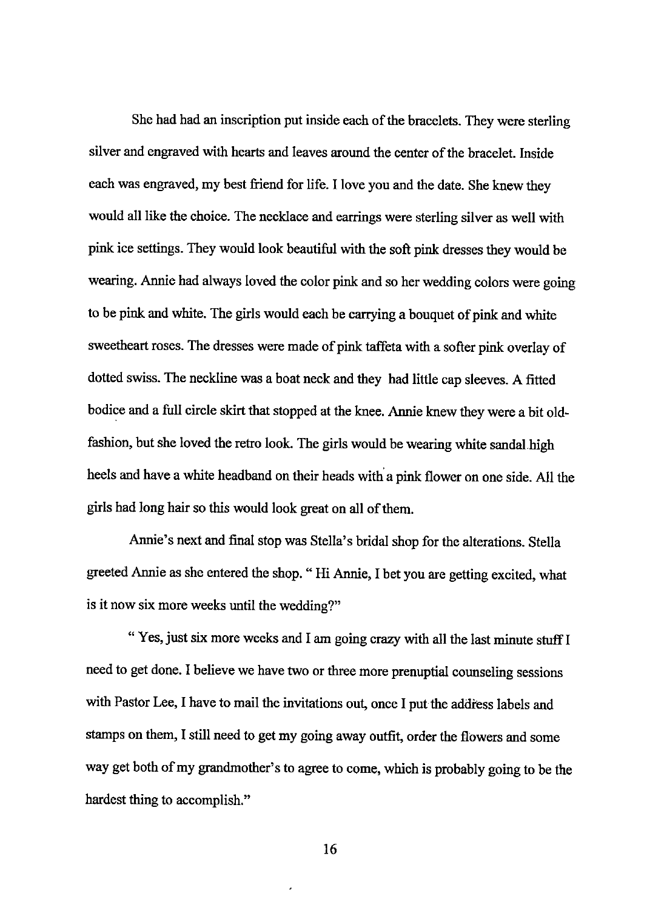She had had an inscription put inside each of the bracelets. They were sterling silver and engraved with hearts and leaves around the center of the bracelet. Inside each was engraved, my best friend for life. I love you and the date. She knew they would all like the choice. The necklace and earrings were sterling silver as well with pink ice settings. They would look beautiful with the soft pink dresses they would be wearing. Annie had always loved the color pink and so her wedding colors were going to be pink and white. The girls would each be carrying a bouquet of pink and white sweetheart roses. The dresses were made of pink taffeta with a softer pink overlay of dotted swiss. The neckline was a boat neck and they had little cap sleeves. A fitted bodice and a full circle skirt that stopped at the knee. Annie knew they were a bit old-fashion, but she loved the retro look. The girls would be wearing white sandal high heels and have a white headband on their heads with a pink flower on one side. All the girls had long hair so this would look great on all of them.

Annie's next and final stop was Stella's bridal shop for the alterations. Stella greeted Annie as she entered the shop. " Hi Annie, I bet you are getting excited, what is it now six more weeks until the wedding?"

" Yes, just six more weeks and I am going crazy with all the last minute stuff I need to get done. I believe we have two or three more prenuptial counseling sessions with Pastor Lee, I have to mail the invitations out, once I put the address labels and stamps on them, I still need to get my going away outfit, order the flowers and some way get both of my grandmother's to agree to come, which is probably going to be the hardest thing to accomplish."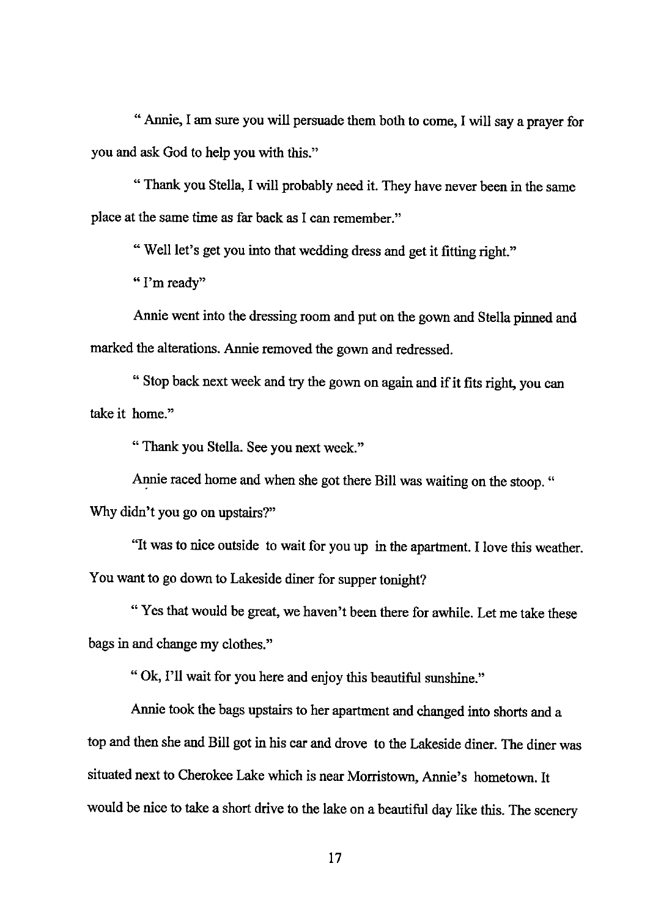" Annie, I am sure you will persuade them both to come, I will say a prayer for you and ask God to help you with this."

" Thank you Stella, I will probably need it. They have never been in the same place at the same time as far back as I can remember."

" Well let's get you into that wedding dress and get it fitting right."

" I'm ready"

Annie went into the dressing room and put on the gown and Stella pinned and marked the alterations. Annie removed the gown and redressed.

" Stop back next week and try the gown on again and if it fits right, you can take it home."

" Thank you Stella. See you next week."

Annie raced home and when she got there Bill was waiting on the stoop. " Why didn't you go on upstairs?"

"It was to nice outside to wait for you up in the apartment. I love this weather. You want to go down to Lakeside diner for supper tonight?

" Yes that would be great, we haven't been there for awhile. Let me take these bags in and change my clothes."

" Ok, I'll wait for you here and enjoy this beautiful sunshine."

Annie took the bags upstairs to her apartment and changed into shorts and a top and then she and Bill got in his car and drove to the Lakeside diner. The diner was situated next to Cherokee Lake which is near Morristown, Annie's hometown. It would be nice to take a short drive to the lake on a beautiful day like this. The scenery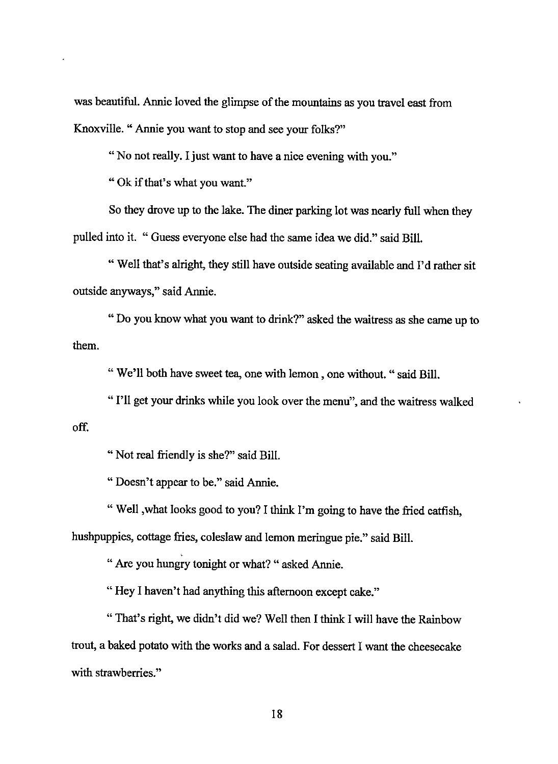was beautiful. Annie loved the glimpse of the mountains as you travel east from Knoxville. " Annie you want to stop and see your folks?"

" No not really. I just want to have a nice evening with you."

" Ok if that's what you want."

So they drove up to the lake. The diner parking lot was nearly full when they pulled into it. " Guess everyone else had the same idea we did." said Bill.

" Well that's alright, they still have outside seating available and I'd rather sit outside anyways," said Annie.

" Do you know what you want to drink?" asked the waitress as she came up to them.

" We'll both have sweet tea, one with lemon , one without. " said Bill.

" I'll get your drinks while you look over the menu", and the waitress walked off.

" Not real friendly is she?" said Bill.

" Doesn't appear to be." said Annie.

" Well ,what looks good to you? I think I'm going to have the fried catfish, hushpuppies, cottage fries, coleslaw and lemon meringue pie." said Bill.

" Are you hungry tonight or what? " asked Annie.

" Hey I haven't had anything this afternoon except cake."

" That's right, we didn't did we? Well then I think I will have the Rainbow trout, a baked potato with the works and a salad. For dessert I want the cheesecake with strawberries."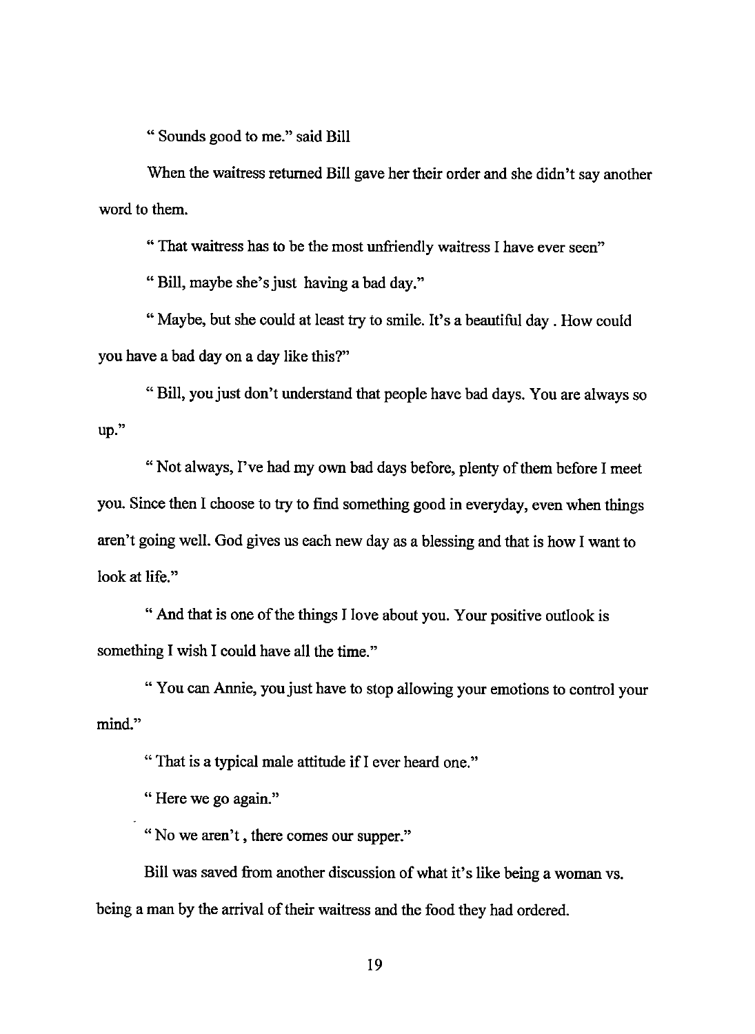" Sounds good to me." said Bill

When the waitress returned Bill gave her their order and she didn't say another word to them.

" That waitress has to be the most unfriendly waitress I have ever seen"

" Bill, maybe she's just having a bad day."

" Maybe, but she could at least try to smile. It's a beautiful day . How could you have a bad day on a day like this?"

" Bill, you just don't understand that people have bad days. You are always so up."

" Not always, I've had my own bad days before, plenty of them before I meet you. Since then I choose to try to find something good in everyday, even when things aren't going well. God gives us each new day as a blessing and that is how I want to look at life."

" And that is one of the things I love about you. Your positive outlook is something I wish I could have all the time."

" You can Annie, you just have to stop allowing your emotions to control your mind."

" That is a typical male attitude if I ever heard one."

" Here we go again."

" No we aren't , there comes our supper."

Bill was saved from another discussion of what it's like being a woman vs. being a man by the arrival of their waitress and the food they had ordered.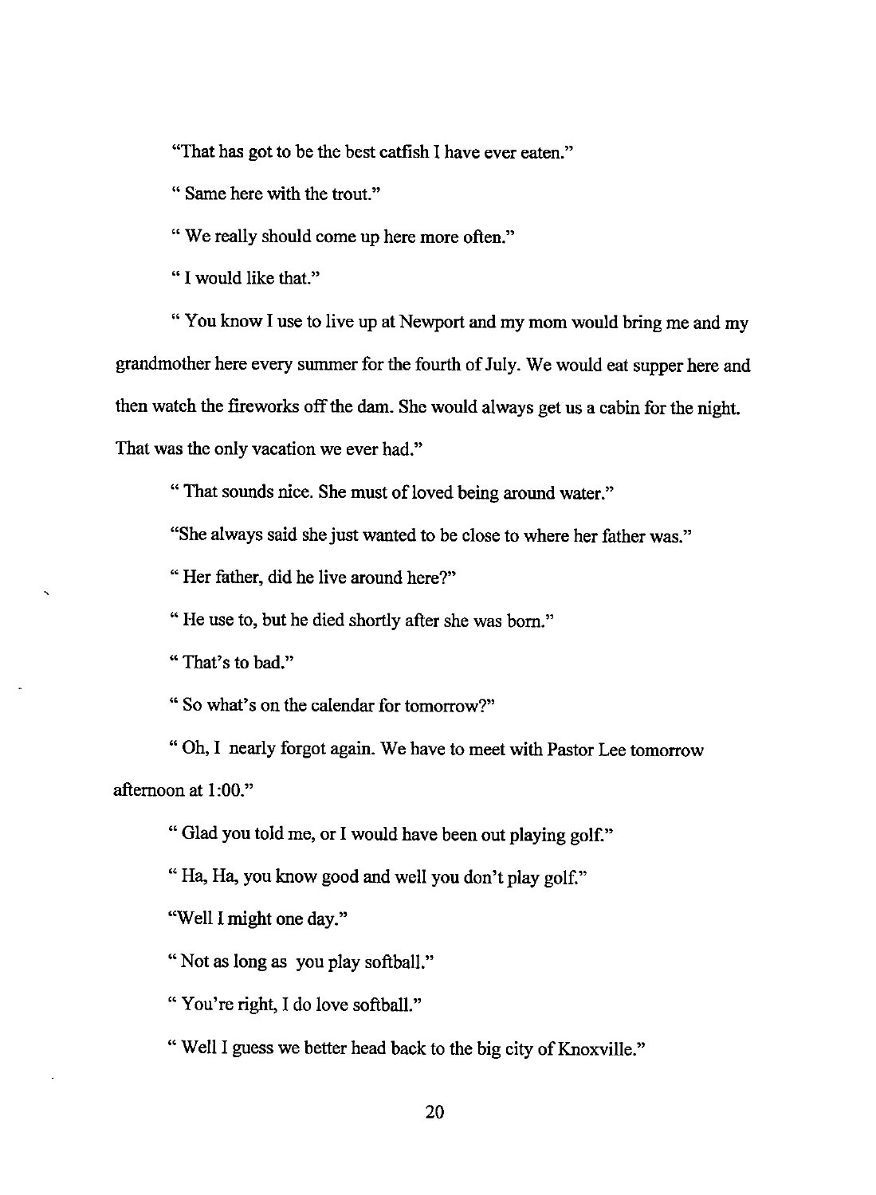"That has got to be the best catfish I have ever eaten."

" Same here with the trout."

" We really should come up here more often."

" I would like that."

" You know I use to live up at Newport and my mom would bring me and my grandmother here every summer for the fourth of July. We would eat supper here and then watch the fireworks off the dam. She would always get us a cabin for the night. That was the only vacation we ever had."

" That sounds nice. She must of loved being around water."

"She always said she just wanted to be close to where her father was."

" Her father, did he live around here?"

" He use to, but he died shortly after she was born."

" That's to bad."

" So what's on the calendar for tomorrow?"

" Oh, I nearly forgot again. We have to meet with Pastor Lee tomorrow afternoon at 1:00."

" Glad you told me, or I would have been out playing golf."

" Ha, Ha, you know good and well you don't play golf."

"Well I might one day."

" Not as long as you play softball."

" You're right, I do love softball."

" Well I guess we better head back to the big city of Knoxville."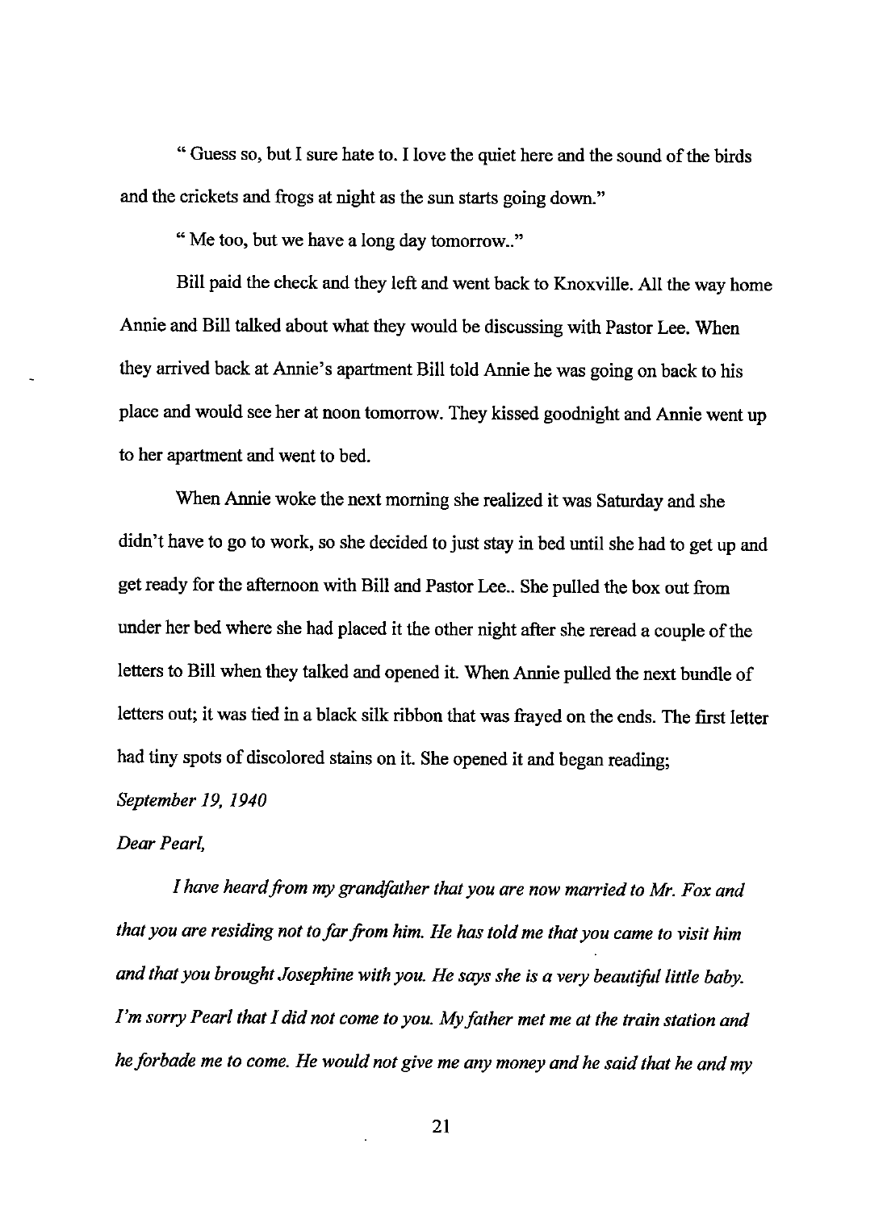" Guess so, but I sure hate to. I love the quiet here and the sound of the birds and the crickets and frogs at night as the sun starts going down."

" Me too, but we have a long day tomorrow.."

Bill paid the check and they left and went back to Knoxville. All the way home Annie and Bill talked about what they would be discussing with Pastor Lee. When they arrived back at Annie's apartment Bill told Annie he was going on back to his place and would see her at noon tomorrow. They kissed goodnight and Annie went up to her apartment and went to bed.

When Annie woke the next morning she realized it was Saturday and she didn't have to go to work, so she decided to just stay in bed until she had to get up and get ready for the afternoon with Bill and Pastor Lee.. She pulled the box out from under her bed where she had placed it the other night after she reread a couple of the letters to Bill when they talked and opened it. When Annie pulled the next bundle of letters out; it was tied in a black silk ribbon that was frayed on the ends. The first letter had tiny spots of discolored stains on it. She opened it and began reading;

*September 19, 1940*

*Dear Pearl,*

*I have heard from my grandfather that you are now married to Mr. Fox and that you are residing not to far from him. He has told me that you came to visit him and that you brought Josephine with you. He says she is a very beautiful little baby. I'm sorry Pearl that I did not come to you. My father met me at the train station and he forbade me to come. He would not give me any money and he said that he and my*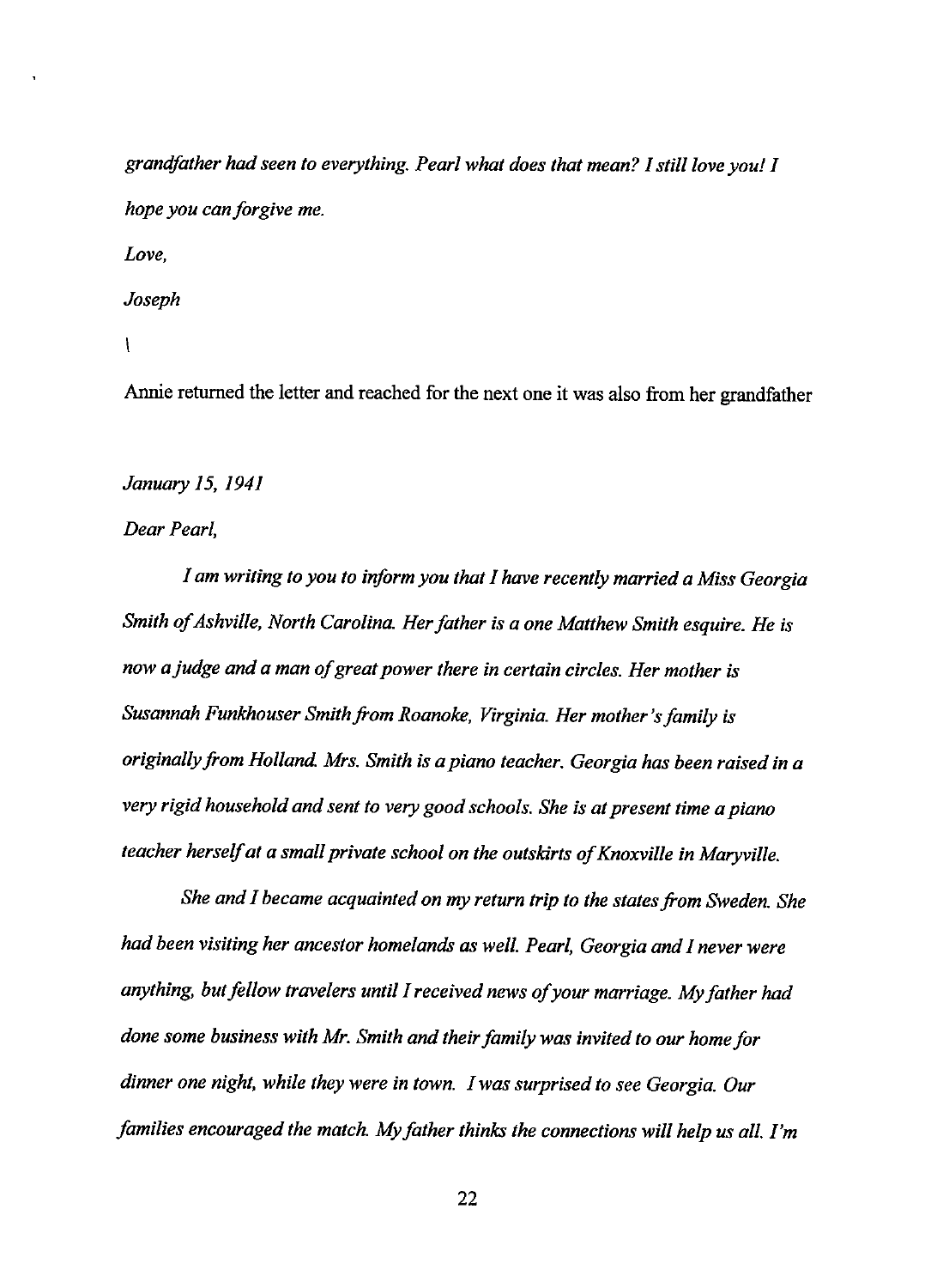*grandfather had seen to everything. Pearl what does that mean? I still love you! I hope you can forgive me.*

*Love,*

*Joseph*

Annie returned the letter and reached for the next one it was also from her grandfather

*January 15, 1941*

*Dear Pearl,*

*I am writing to you to inform you that I have recently married a Miss Georgia Smith of Ashville, North Carolina. Her father is a one Matthew Smith esquire. He is now a judge and a man of great power there in certain circles. Her mother is Susannah Funkhouser Smith from Roanoke, Virginia. Her mother's family is originally from Holland. Mrs. Smith is a piano teacher. Georgia has been raised in a very rigid household and sent to very good schools. She is at present time a piano teacher herself at a small private school on the outskirts of Knoxville in Maryville.*

*She and I became acquainted on my return trip to the states from Sweden. She had been visiting her ancestor homelands as well. Pearl, Georgia and I never were anything, but fellow travelers until I received news of your marriage. My father had done some business with Mr. Smith and their family was invited to our home for dinner one night, while they were in town. I was surprised to see Georgia. Our families encouraged the match. My father thinks the connections will help us all. I'm*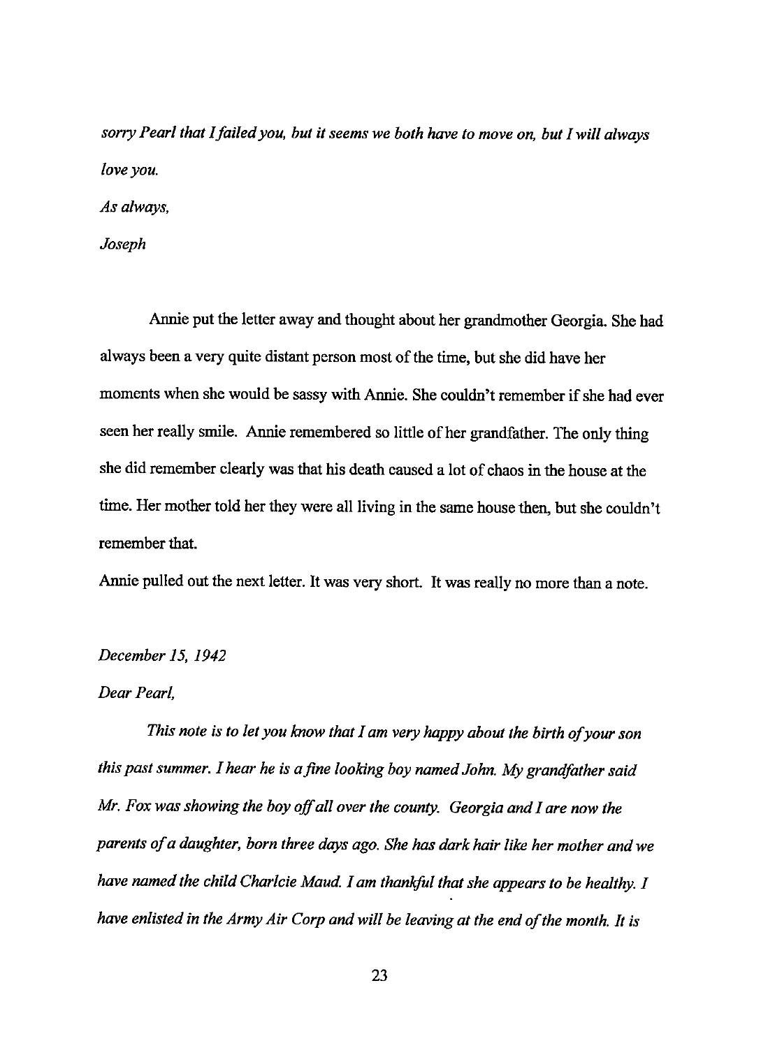*sorry Pearl that I failed you, but it seems we both have to move on, but I will always love you.*

*As always,*

*Joseph*

Annie put the letter away and thought about her grandmother Georgia. She had always been a very quite distant person most of the time, but she did have her moments when she would be sassy with Annie. She couldn't remember if she had ever seen her really smile. Annie remembered so little of her grandfather. The only thing she did remember clearly was that his death caused a lot of chaos in the house at the time. Her mother told her they were all living in the same house then, but she couldn't remember that.

Annie pulled out the next letter. It was very short. It was really no more than a note.

*December 15, 1942*

*Dear Pearl,*

*This note is to let you know that I am very happy about the birth of your son this past summer. I hear he is a fine looking boy named John. My grandfather said Mr. Fox was showing the boy off all over the county. Georgia and I are now the parents of a daughter, born three days ago. She has dark hair like her mother and we have named the child Charlcie Maud. I am thankful that she appears to be healthy. I have enlisted in the Army Air Corp and will be leaving at the end of the month. It is*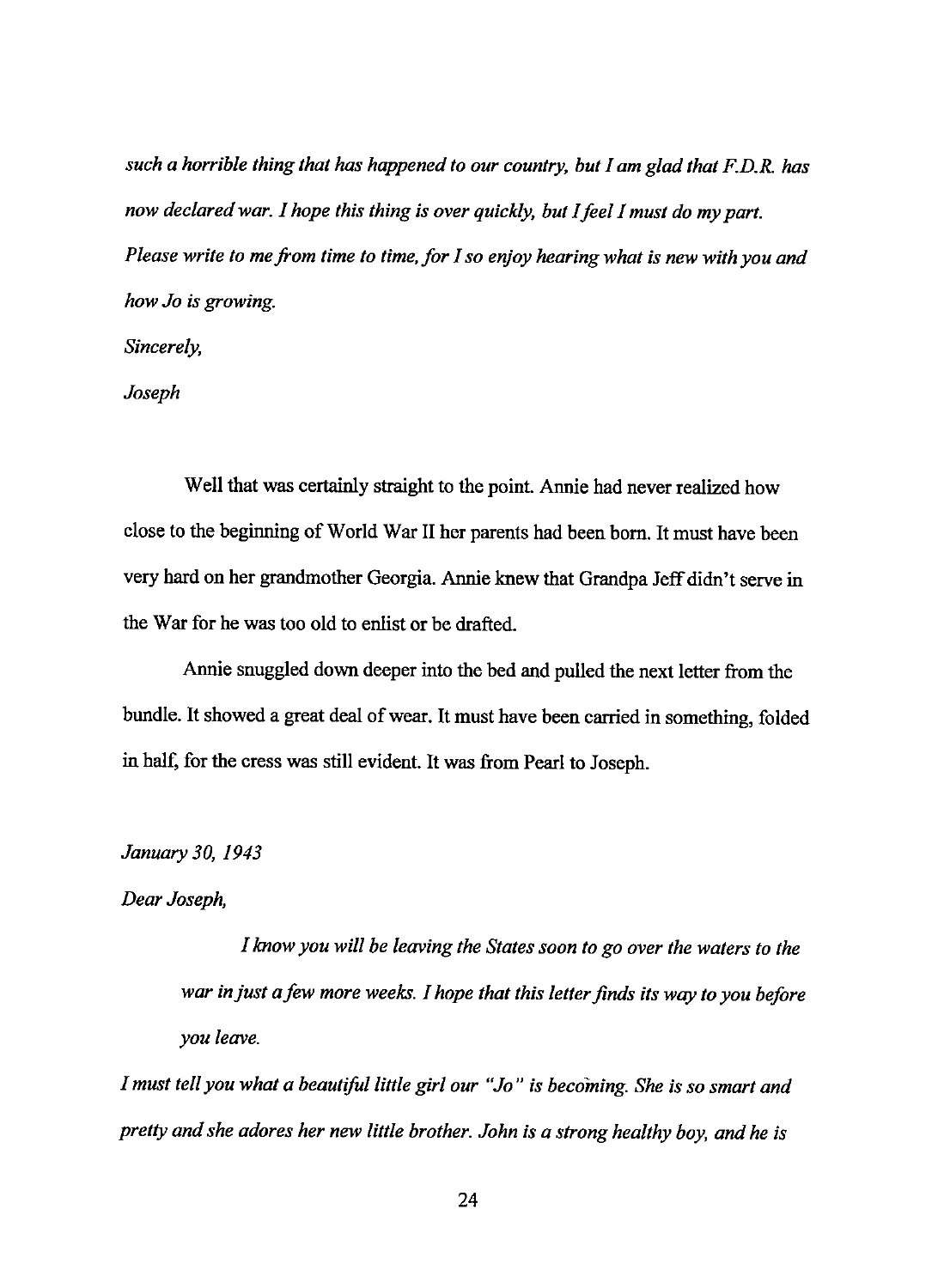*such a horrible thing that has happened to our country, but I am glad that F.D.R. has now declared war. I hope this thing is over quickly, but I feel I must do my part. Please write to me from time to time, for I so enjoy hearing what is new with you and how Jo is growing.*

*Sincerely,*

*Joseph*

Well that was certainly straight to the point. Annie had never realized how close to the beginning of World War II her parents had been born. It must have been very hard on her grandmother Georgia. Annie knew that Grandpa Jeff didn't serve in the War for he was too old to enlist or be drafted.

Annie snuggled down deeper into the bed and pulled the next letter from the bundle. It showed a great deal of wear. It must have been carried in something, folded in half, for the cress was still evident. It was from Pearl to Joseph.

*January 30, 1943*

*Dear Joseph,*

*I know you will be leaving the States soon to go over the waters to the war in just a few more weeks. I hope that this letter finds its way to you before you leave.*

*I must tell you what a beautiful little girl our "Jo" is becoming. She is so smart and pretty and she adores her new little brother. John is a strong healthy boy, and he is*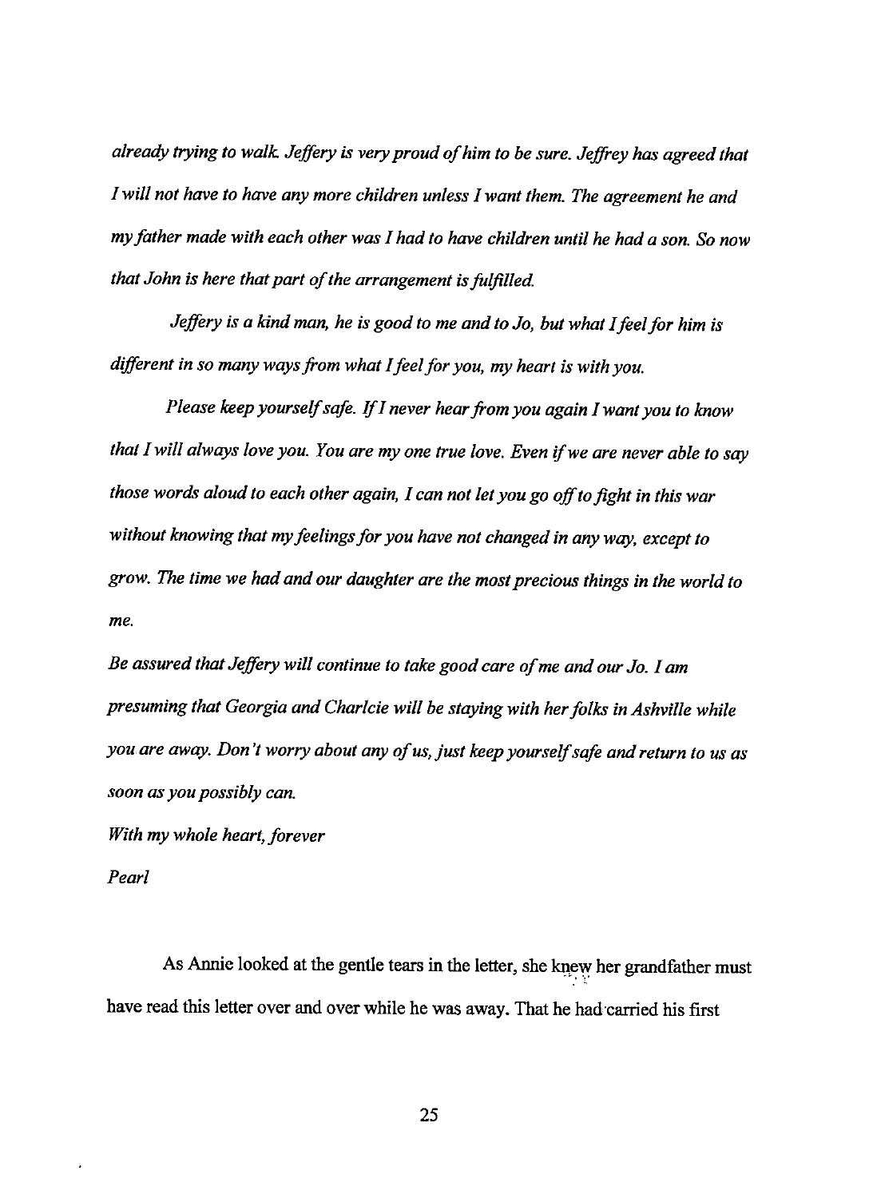*already trying to walk. Jeffery is very proud of him to be sure. Jeffrey has agreed that I will not have to have any more children unless I want them. The agreement he and my father made with each other was I had to have children until he had a son. So now that John is here that part of the arrangement is fulfilled.*

*Jeffery is a kind man, he is good to me and to Jo, but what I feel for him is different in so many ways from what I feel for you, my heart is with you.*

*Please keep yourself safe. If I never hear from you again I want you to know that I will always love you. You are my one true love. Even if we are never able to say those words aloud to each other again, I can not let you go off to fight in this war without knowing that my feelings for you have not changed in any way, except to grow. The time we had and our daughter are the most precious things in the world to me.*

*Be assured that Jeffery will continue to take good care of me and our Jo. I am presuming that Georgia and Charlcie will be staying with her folks in Ashville while you are away. Don't worry about any of us, just keep yourself safe and return to us as soon as you possibly can.*

*With my whole heart, forever*

*Pearl*

As Annie looked at the gentle tears in the letter, she knew her grandfather must have read this letter over and over while he was away. That he had carried his first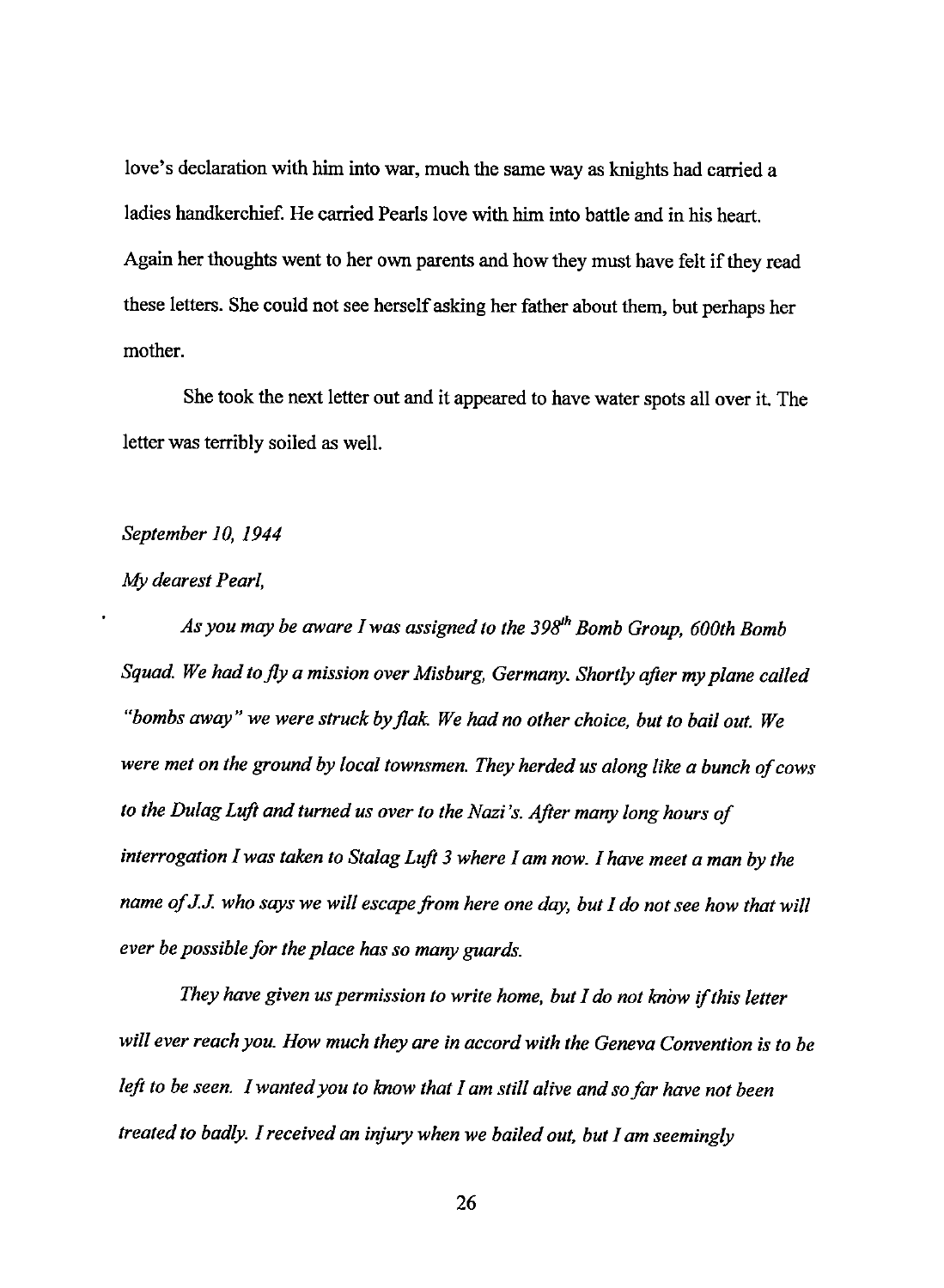love's declaration with him into war, much the same way as knights had carried a ladies handkerchief. He carried Pearls love with him into battle and in his heart. Again her thoughts went to her own parents and how they must have felt if they read these letters. She could not see herself asking her father about them, but perhaps her mother.

She took the next letter out and it appeared to have water spots all over it. The letter was terribly soiled as well.

*September 10, 1944*

*My dearest Pearl,*

*As you may be aware I was assigned to the 398th Bomb Group, 600th Bomb Squad. We had to fly a mission over Misburg, Germany. Shortly after my plane called "bombs away" we were struck by flak. We had no other choice, but to bail out. We were met on the ground by local townsmen. They herded us along like a bunch of cows to the Dulag Luft and turned us over to the Nazi's. After many long hours of interrogation I was taken to Stalag Luft 3 where I am now. I have meet a man by the name of J.J. who says we will escape from here one day, but I do not see how that will ever be possible for the place has so many guards.*

*They have given us permission to write home, but I do not know if this letter will ever reach you. How much they are in accord with the Geneva Convention is to be left to be seen. I wanted you to know that I am still alive and so far have not been treated to badly. I received an injury when we bailed out, but I am seemingly*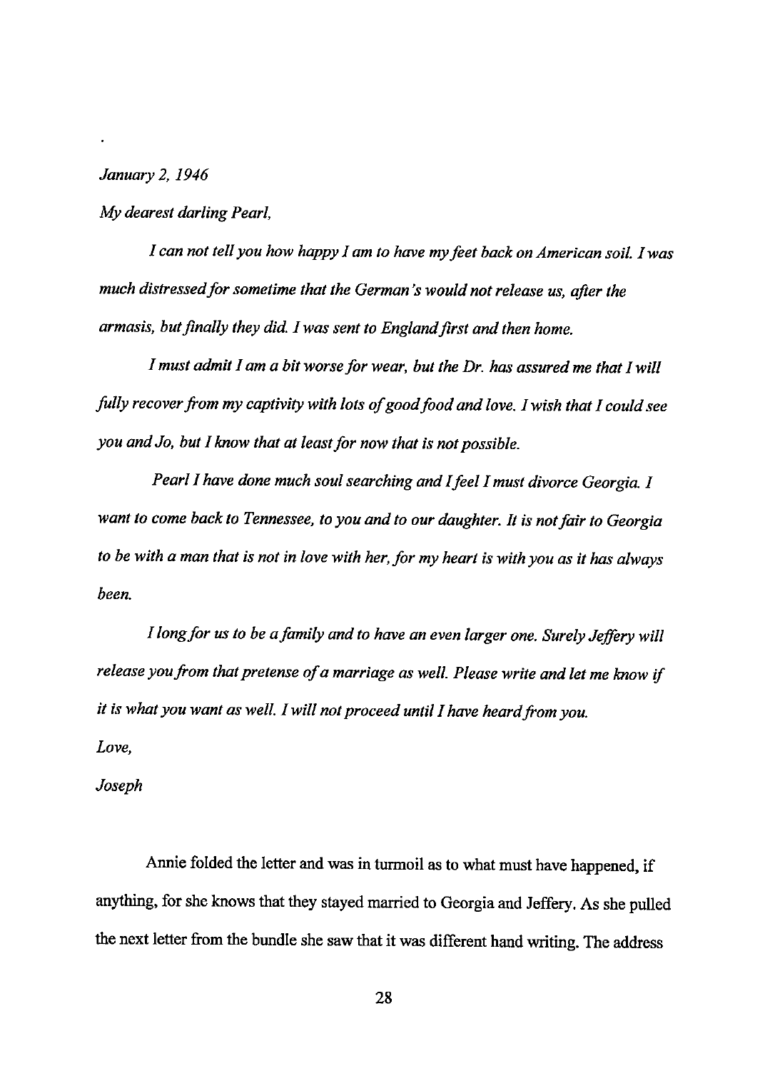*January 2, 1946*

*My dearest darling Pearl,*

*I can not tell you how happy I am to have my feet back on American soil. I was much distressed for sometime that the German's would not release us, after the armasis, but finally they did. I was sent to England first and then home.*

*I must admit I am a bit worse for wear, but the Dr. has assured me that I will fully recover from my captivity with lots of good food and love. I wish that I could see you and Jo, but I know that at least for now that is not possible.*

*Pearl I have done much soul searching and I feel I must divorce Georgia. I want to come back to Tennessee, to you and to our daughter. It is not fair to Georgia to be with a man that is not in love with her, for my heart is with you as it has always been.*

*I long for us to be a family and to have an even larger one. Surely Jeffery will release you from that pretense of a marriage as well. Please write and let me know if it is what you want as well. I will not proceed until I have heard from you.*

*Love,*

*Joseph*

Annie folded the letter and was in turmoil as to what must have happened, if anything, for she knows that they stayed married to Georgia and Jeffery. As she pulled the next letter from the bundle she saw that it was different hand writing. The address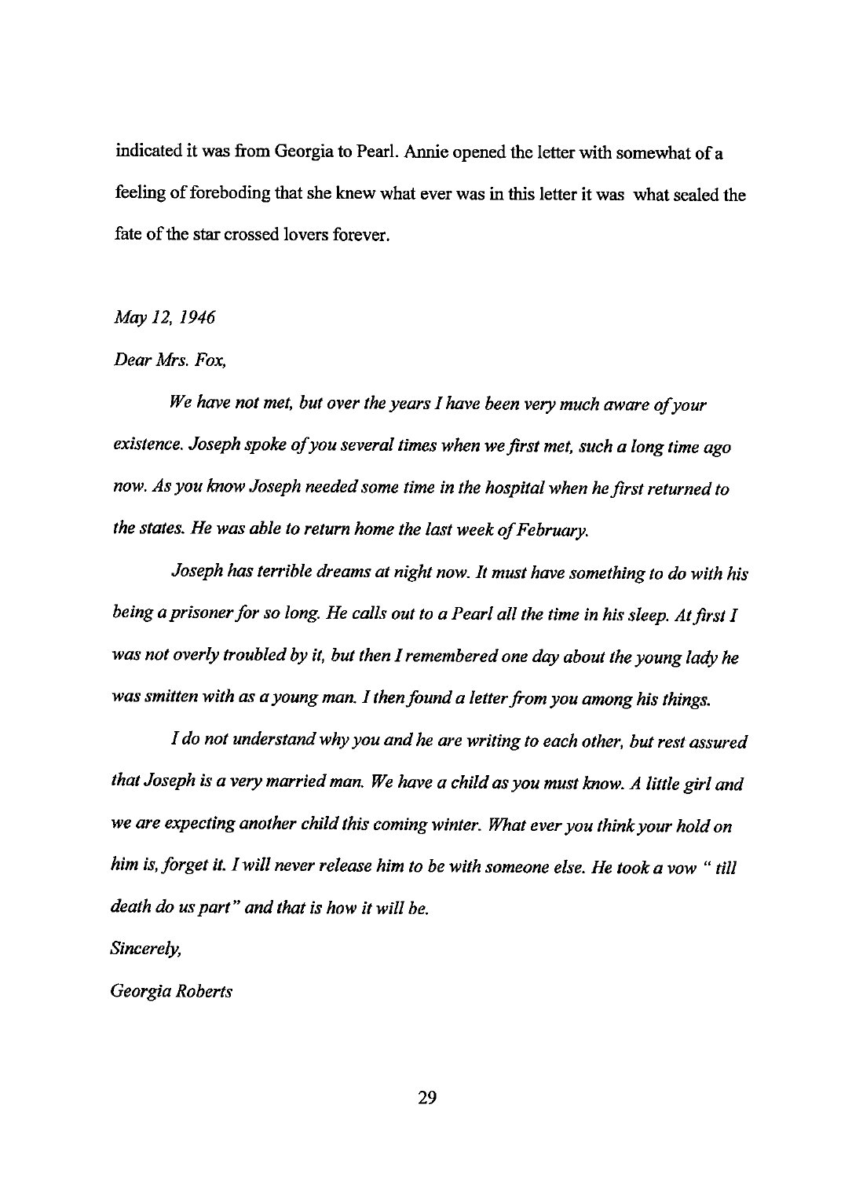indicated it was from Georgia to Pearl. Annie opened the letter with somewhat of a feeling of foreboding that she knew what ever was in this letter it was what sealed the fate of the star crossed lovers forever.

*May 12, 1946*

*Dear Mrs. Fox,*

*We have not met, but over the years I have been very much aware of your existence. Joseph spoke of you several times when we first met, such a long time ago now. As you know Joseph needed some time in the hospital when he first returned to the states. He was able to return home the last week of February.*

*Joseph has terrible dreams at night now. It must have something to do with his being a prisoner for so long. He calls out to a Pearl all the time in his sleep. At first I was not overly troubled by it, but then I remembered one day about the young lady he was smitten with as a young man. I then found a letter from you among his things.*

*I do not understand why you and he are writing to each other, but rest assured that Joseph is a very married man. We have a child as you must know. A little girl and we are expecting another child this coming winter. What ever you think your hold on him is, forget it. I will never release him to be with someone else. He took a vow " till death do us part" and that is how it will be.*

*Sincerely,*

*Georgia Roberts*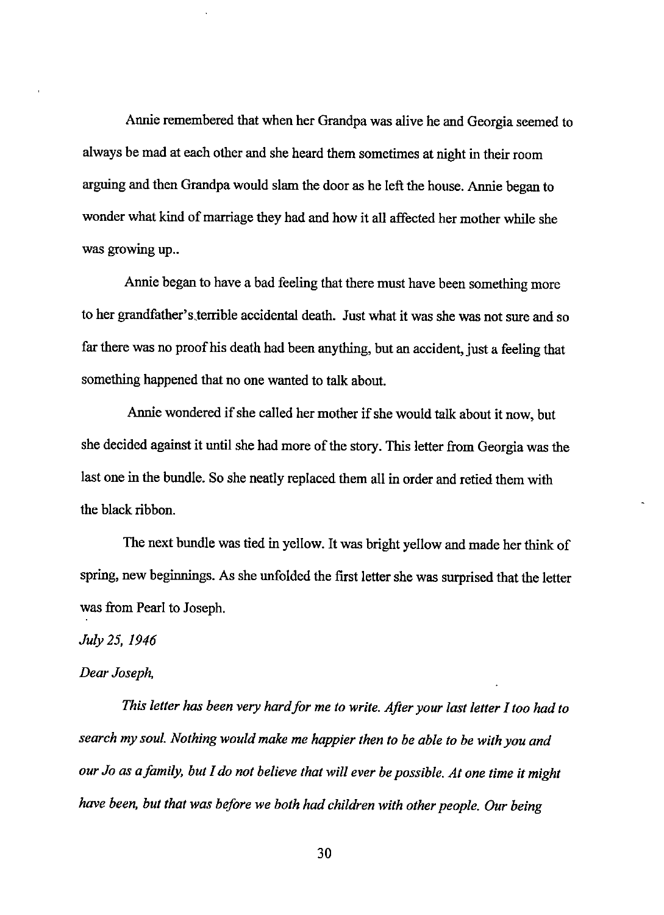Annie remembered that when her Grandpa was alive he and Georgia seemed to always be mad at each other and she heard them sometimes at night in their room arguing and then Grandpa would slam the door as he left the house. Annie began to wonder what kind of marriage they had and how it all affected her mother while she was growing up..

Annie began to have a bad feeling that there must have been something more to her grandfather's terrible accidental death. Just what it was she was not sure and so far there was no proof his death had been anything, but an accident, just a feeling that something happened that no one wanted to talk about.

Annie wondered if she called her mother if she would talk about it now, but she decided against it until she had more of the story. This letter from Georgia was the last one in the bundle. So she neatly replaced them all in order and retied them with the black ribbon.

The next bundle was tied in yellow. It was bright yellow and made her think of spring, new beginnings. As she unfolded the first letter she was surprised that the letter was from Pearl to Joseph.

*July 25, 1946*

*Dear Joseph,*

*This letter has been very hard for me to write. After your last letter I too had to search my soul. Nothing would make me happier then to be able to be with you and our Jo as a family, but I do not believe that will ever be possible. At one time it might have been, but that was before we both had children with other people. Our being*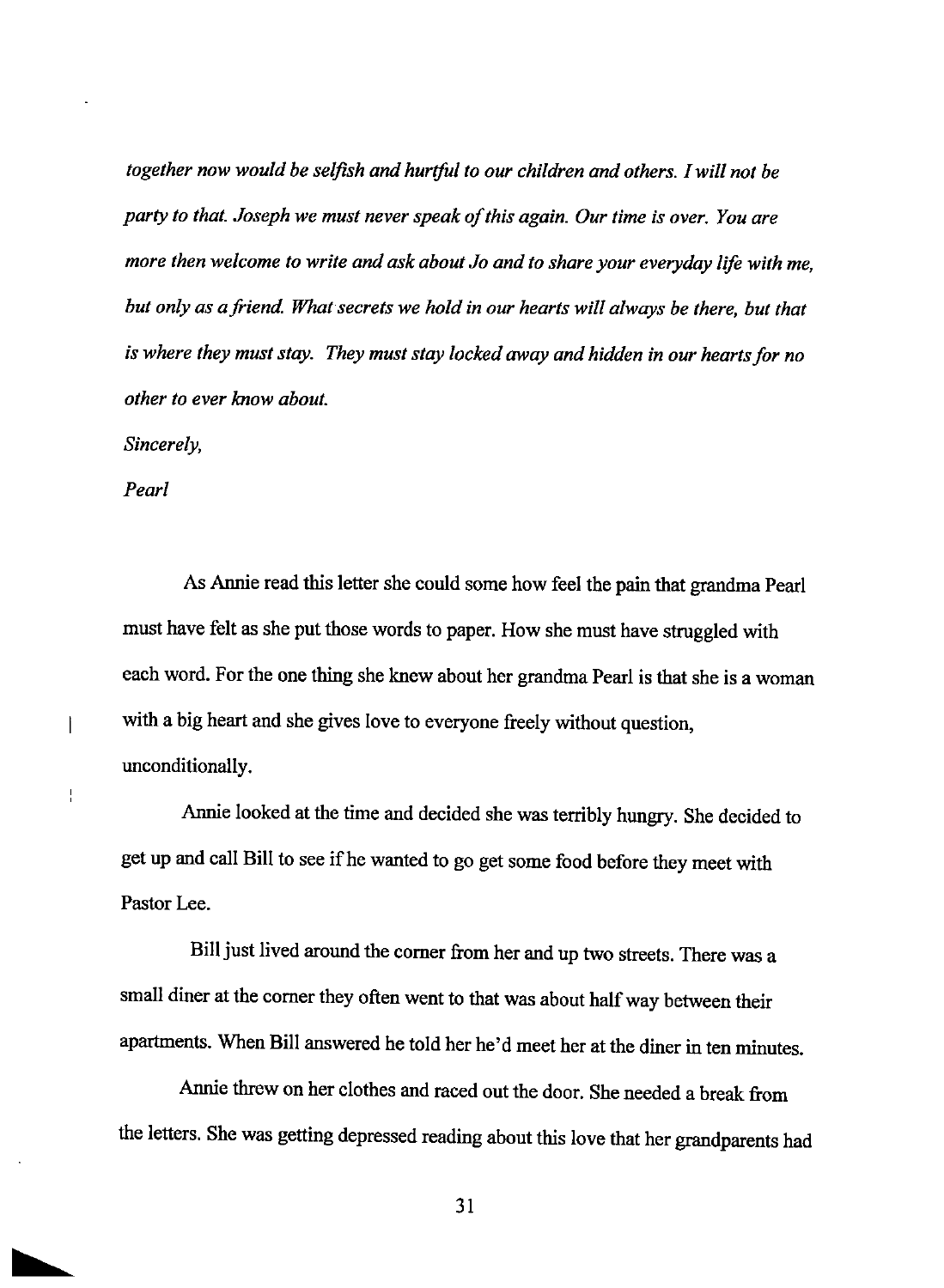*together now would be selfish and hurtful to our children and others. I will not be party to that. Joseph we must never speak of this again. Our time is over. You are more then welcome to write and ask about Jo and to share your everyday life with me, but only as a friend. What secrets we hold in our hearts will always be there, but that is where they must stay. They must stay locked away and hidden in our hearts for no other to ever know about.*

*Sincerely,*

*Pearl*

As Annie read this letter she could some how feel the pain that grandma Pearl must have felt as she put those words to paper. How she must have struggled with each word. For the one thing she knew about her grandma Pearl is that she is a woman with a big heart and she gives love to everyone freely without question, unconditionally.

Annie looked at the time and decided she was terribly hungry. She decided to get up and call Bill to see if he wanted to go get some food before they meet with Pastor Lee.

Bill just lived around the corner from her and up two streets. There was a small diner at the corner they often went to that was about half way between their apartments. When Bill answered he told her he'd meet her at the diner in ten minutes.

Annie threw on her clothes and raced out the door. She needed a break from the letters. She was getting depressed reading about this love that her grandparents had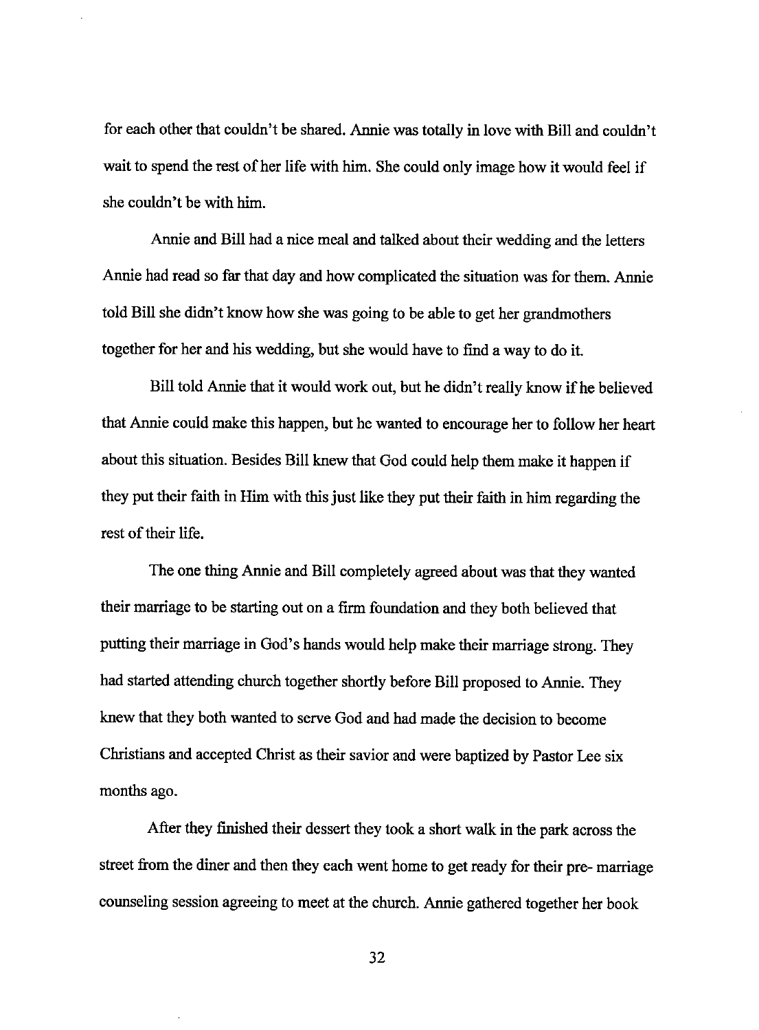for each other that couldn't be shared. Annie was totally in love with Bill and couldn't wait to spend the rest of her life with him. She could only image how it would feel if she couldn't be with him.

Annie and Bill had a nice meal and talked about their wedding and the letters Annie had read so far that day and how complicated the situation was for them. Annie told Bill she didn't know how she was going to be able to get her grandmothers together for her and his wedding, but she would have to find a way to do it.

Bill told Annie that it would work out, but he didn't really know if he believed that Annie could make this happen, but he wanted to encourage her to follow her heart about this situation. Besides Bill knew that God could help them make it happen if they put their faith in Him with this just like they put their faith in him regarding the rest of their life.

The one thing Annie and Bill completely agreed about was that they wanted their marriage to be starting out on a firm foundation and they both believed that putting their marriage in God's hands would help make their marriage strong. They had started attending church together shortly before Bill proposed to Annie. They knew that they both wanted to serve God and had made the decision to become Christians and accepted Christ as their savior and were baptized by Pastor Lee six months ago.

After they finished their dessert they took a short walk in the park across the street from the diner and then they each went home to get ready for their pre- marriage counseling session agreeing to meet at the church. Annie gathered together her book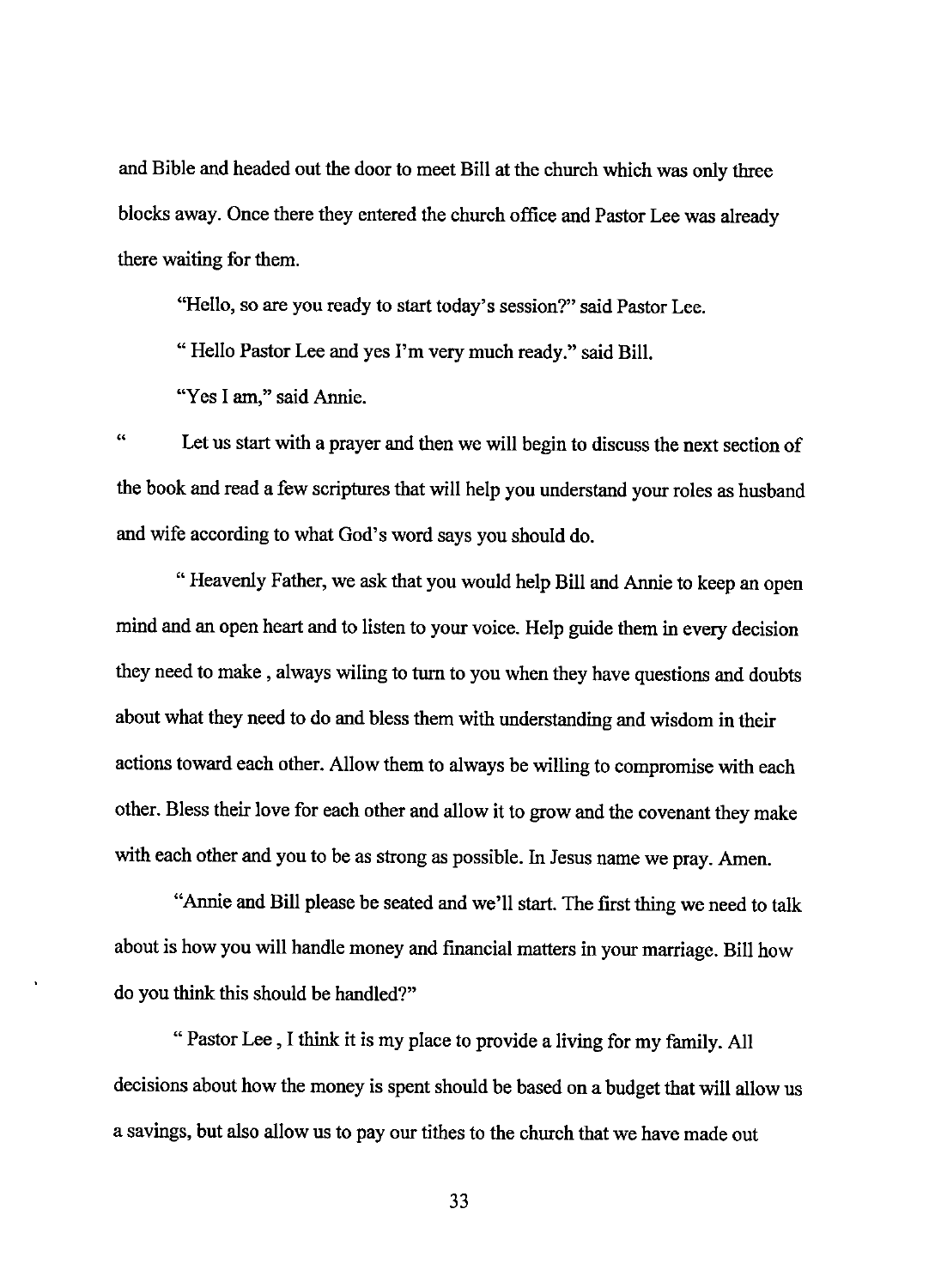and Bible and headed out the door to meet Bill at the church which was only three blocks away. Once there they entered the church office and Pastor Lee was already there waiting for them.

"Hello, so are you ready to start today's session?" said Pastor Lee.

" Hello Pastor Lee and yes I'm very much ready." said Bill.

"Yes I am," said Annie.

" Let us start with a prayer and then we will begin to discuss the next section of the book and read a few scriptures that will help you understand your roles as husband and wife according to what God's word says you should do.

" Heavenly Father, we ask that you would help Bill and Annie to keep an open mind and an open heart and to listen to your voice. Help guide them in every decision they need to make , always wiling to turn to you when they have questions and doubts about what they need to do and bless them with understanding and wisdom in their actions toward each other. Allow them to always be willing to compromise with each other. Bless their love for each other and allow it to grow and the covenant they make with each other and you to be as strong as possible. In Jesus name we pray. Amen.

"Annie and Bill please be seated and we'll start. The first thing we need to talk about is how you will handle money and financial matters in your marriage. Bill how do you think this should be handled?"

" Pastor Lee , I think it is my place to provide a living for my family. All decisions about how the money is spent should be based on a budget that will allow us a savings, but also allow us to pay our tithes to the church that we have made out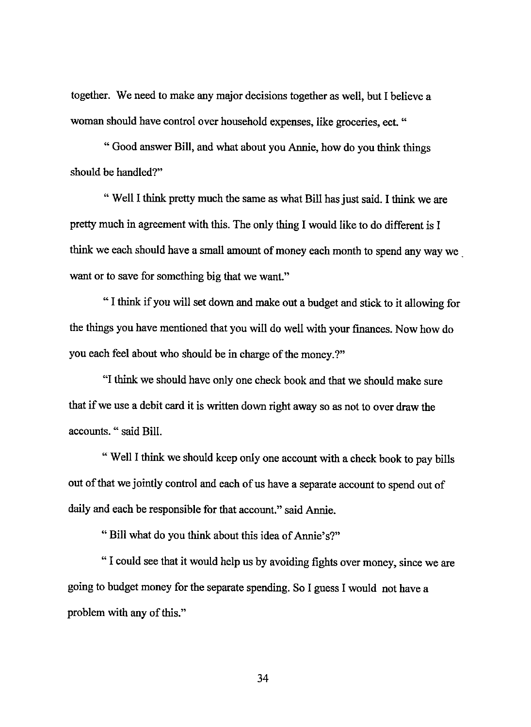together. We need to make any major decisions together as well, but I believe a woman should have control over household expenses, like groceries, ect. "

" Good answer Bill, and what about you Annie, how do you think things should be handled?"

" Well I think pretty much the same as what Bill has just said. I think we are pretty much in agreement with this. The only thing I would like to do different is I think we each should have a small amount of money each month to spend any way we want or to save for something big that we want."

" I think if you will set down and make out a budget and stick to it allowing for the things you have mentioned that you will do well with your finances. Now how do you each feel about who should be in charge of the money.?"

"I think we should have only one check book and that we should make sure that if we use a debit card it is written down right away so as not to over draw the accounts. " said Bill.

" Well I think we should keep only one account with a check book to pay bills out of that we jointly control and each of us have a separate account to spend out of daily and each be responsible for that account." said Annie.

" Bill what do you think about this idea of Annie's?"

" I could see that it would help us by avoiding fights over money, since we are going to budget money for the separate spending. So I guess I would not have a problem with any of this."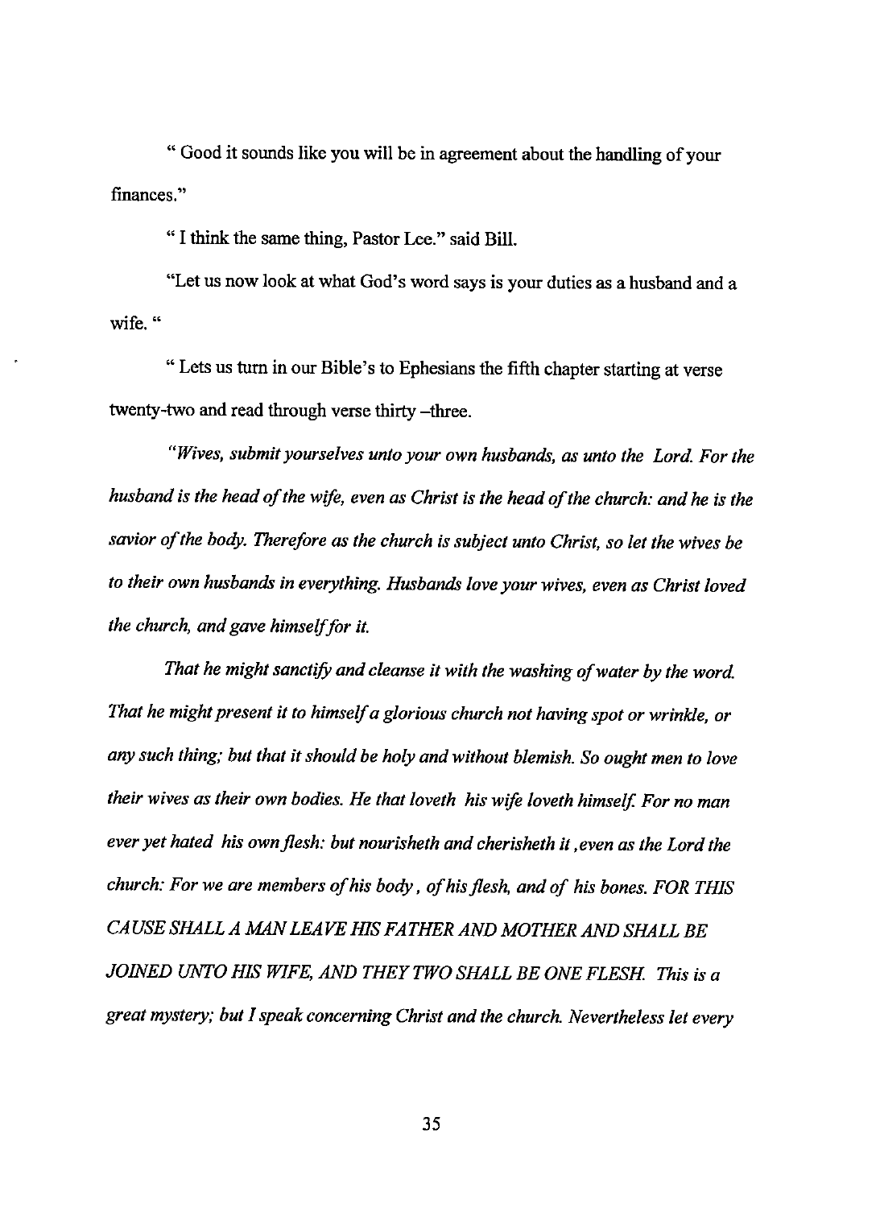" Good it sounds like you will be in agreement about the handling of your finances."

" I think the same thing, Pastor Lee." said Bill.

"Let us now look at what God's word says is your duties as a husband and a wife. "

" Lets us turn in our Bible's to Ephesians the fifth chapter starting at verse twenty-two and read through verse thirty –three.

*"Wives, submit yourselves unto your own husbands, as unto the Lord. For the husband is the head of the wife, even as Christ is the head of the church: and he is the savior of the body. Therefore as the church is subject unto Christ, so let the wives be to their own husbands in everything. Husbands love your wives, even as Christ loved the church, and gave himself for it.*

*That he might sanctify and cleanse it with the washing of water by the word. That he might present it to himself a glorious church not having spot or wrinkle, or any such thing; but that it should be holy and without blemish. So ought men to love their wives as their own bodies. He that loveth his wife loveth himself. For no man ever yet hated his own flesh: but nourisheth and cherisheth it ,even as the Lord the church: For we are members of his body , of his flesh, and of his bones. FOR THIS CAUSE SHALL A MAN LEAVE HIS FATHER AND MOTHER AND SHALL BE JOINED UNTO HIS WIFE, AND THEY TWO SHALL BE ONE FLESH. This is a great mystery; but I speak concerning Christ and the church. Nevertheless let every*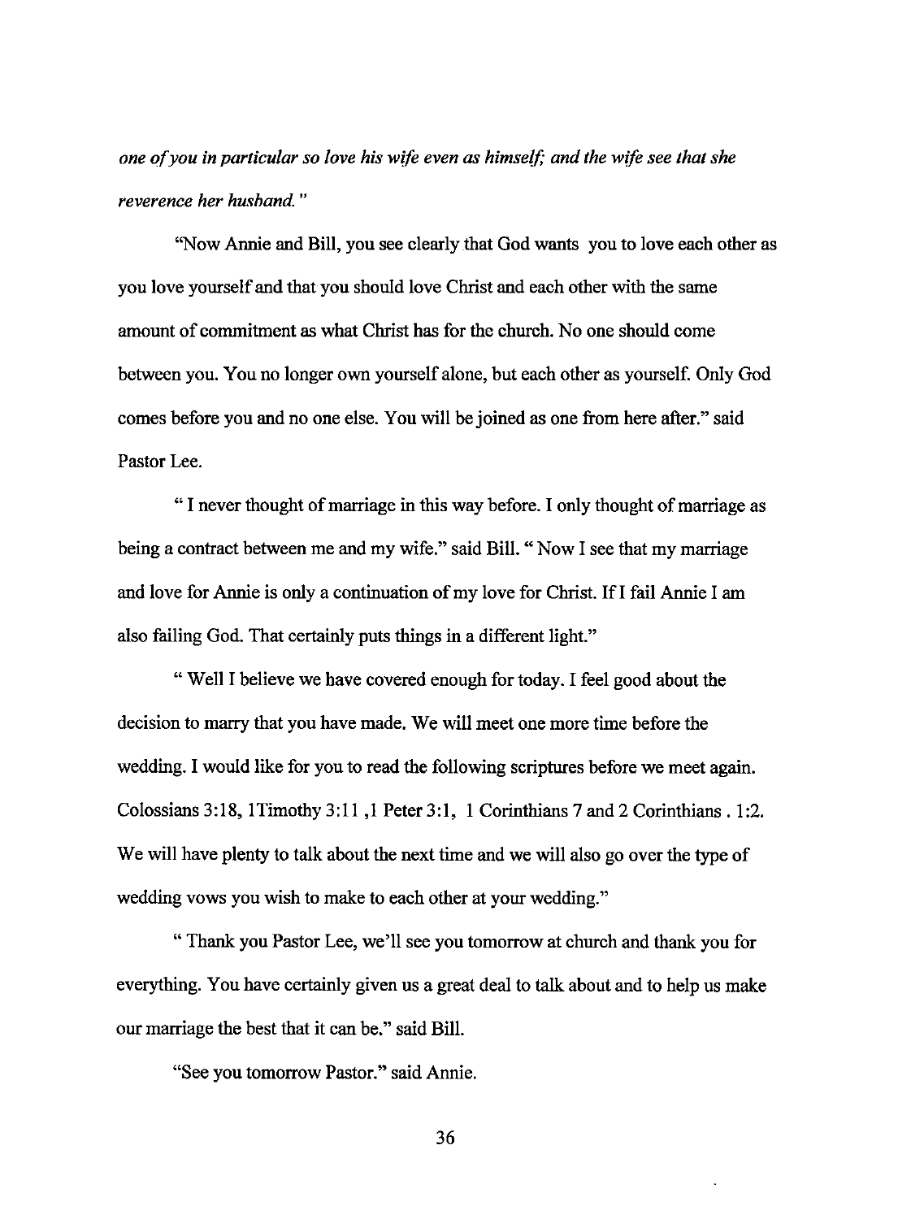*one of you in particular so love his wife even as himself; and the wife see that she reverence her husband."*

"Now Annie and Bill, you see clearly that God wants you to love each other as you love yourself and that you should love Christ and each other with the same amount of commitment as what Christ has for the church. No one should come between you. You no longer own yourself alone, but each other as yourself. Only God comes before you and no one else. You will be joined as one from here after." said Pastor Lee.

" I never thought of marriage in this way before. I only thought of marriage as being a contract between me and my wife." said Bill. " Now I see that my marriage and love for Annie is only a continuation of my love for Christ. If I fail Annie I am also failing God. That certainly puts things in a different light."

" Well I believe we have covered enough for today. I feel good about the decision to marry that you have made. We will meet one more time before the wedding. I would like for you to read the following scriptures before we meet again. Colossians 3:18, 1Timothy 3:11 ,1 Peter 3:1, 1 Corinthians 7 and 2 Corinthians . 1:2. We will have plenty to talk about the next time and we will also go over the type of wedding vows you wish to make to each other at your wedding."

" Thank you Pastor Lee, we'll see you tomorrow at church and thank you for everything. You have certainly given us a great deal to talk about and to help us make our marriage the best that it can be." said Bill.

"See you tomorrow Pastor." said Annie.